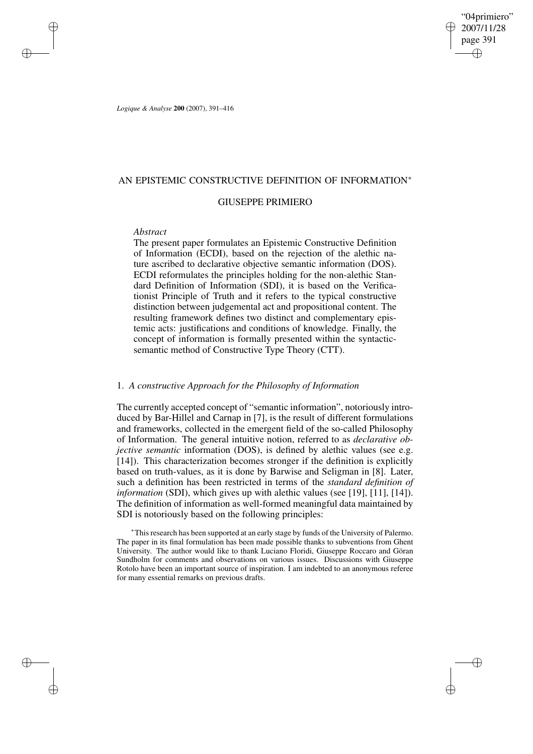# AN EPISTEMIC CONSTRUCTIVE DEFINITION OF INFORMATION*

## GIUSEPPE PRIMIERO

*Abstract*

The present paper formulates an Epistemic Constructive Definition of Information (ECDI), based on the rejection of the alethic nature ascribed to declarative objective semantic information (DOS). ECDI reformulates the principles holding for the non-alethic Standard Definition of Information (SDI), it is based on the Verificationist Principle of Truth and it refers to the typical constructive distinction between judgemental act and propositional content. The resulting framework defines two distinct and complementary epistemic acts: justifications and conditions of knowledge. Finally, the concept of information is formally presented within the syntactic-semantic method of Constructive Type Theory (CTT).

## 1. *A constructive Approach for the Philosophy of Information*

The currently accepted concept of "semantic information", notoriously introduced by Bar-Hillel and Carnap in [7], is the result of different formulations and frameworks, collected in the emergent field of the so-called Philosophy of Information. The general intuitive notion, referred to as *declarative objective semantic* information (DOS), is defined by alethic values (see e.g. [14]). This characterization becomes stronger if the definition is explicitly based on truth-values, as it is done by Barwise and Seligman in [8]. Later, such a definition has been restricted in terms of the *standard definition of information* (SDI), which gives up with alethic values (see [19], [11], [14]). The definition of information as well-formed meaningful data maintained by SDI is notoriously based on the following principles:

*This research has been supported at an early stage by funds of the University of Palermo. The paper in its final formulation has been made possible thanks to subventions from Ghent University. The author would like to thank Luciano Floridi, Giuseppe Roccaro and Göran Sundholm for comments and observations on various issues. Discussions with Giuseppe Rotolo have been an important source of inspiration. I am indebted to an anonymous referee for many essential remarks on previous drafts.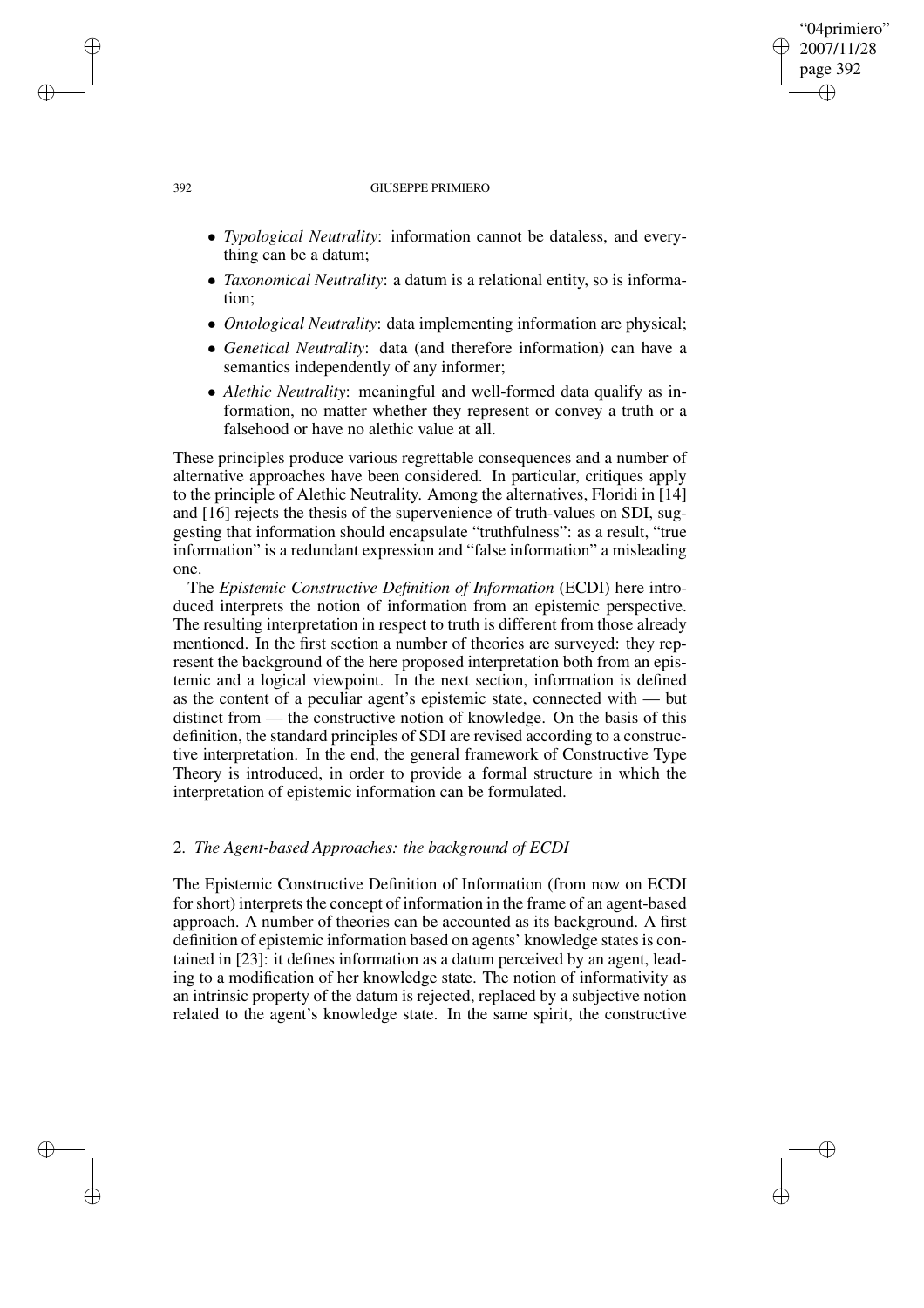- *Typological Neutrality*: information cannot be dataless, and everything can be a datum;
- *Taxonomical Neutrality*: a datum is a relational entity, so is information;
- *Ontological Neutrality*: data implementing information are physical;
- *Genetical Neutrality*: data (and therefore information) can have a semantics independently of any informer;
- *Alethic Neutrality*: meaningful and well-formed data qualify as information, no matter whether they represent or convey a truth or a falsehood or have no alethic value at all.

These principles produce various regrettable consequences and a number of alternative approaches have been considered. In particular, critiques apply to the principle of Alethic Neutrality. Among the alternatives, Floridi in [14] and [16] rejects the thesis of the supervenience of truth-values on SDI, suggesting that information should encapsulate "truthfulness": as a result, "true information" is a redundant expression and "false information" a misleading one.

The *Epistemic Constructive Definition of Information* (ECDI) here introduced interprets the notion of information from an epistemic perspective. The resulting interpretation in respect to truth is different from those already mentioned. In the first section a number of theories are surveyed: they represent the background of the here proposed interpretation both from an epistemic and a logical viewpoint. In the next section, information is defined as the content of a peculiar agent's epistemic state, connected with — but distinct from — the constructive notion of knowledge. On the basis of this definition, the standard principles of SDI are revised according to a constructive interpretation. In the end, the general framework of Constructive Type Theory is introduced, in order to provide a formal structure in which the interpretation of epistemic information can be formulated.

## 2. *The Agent-based Approaches: the background of ECDI*

The Epistemic Constructive Definition of Information (from now on ECDI for short) interprets the concept of information in the frame of an agent-based approach. A number of theories can be accounted as its background. A first definition of epistemic information based on agents' knowledge states is contained in [23]: it defines information as a datum perceived by an agent, leading to a modification of her knowledge state. The notion of informativity as an intrinsic property of the datum is rejected, replaced by a subjective notion related to the agent's knowledge state. In the same spirit, the constructive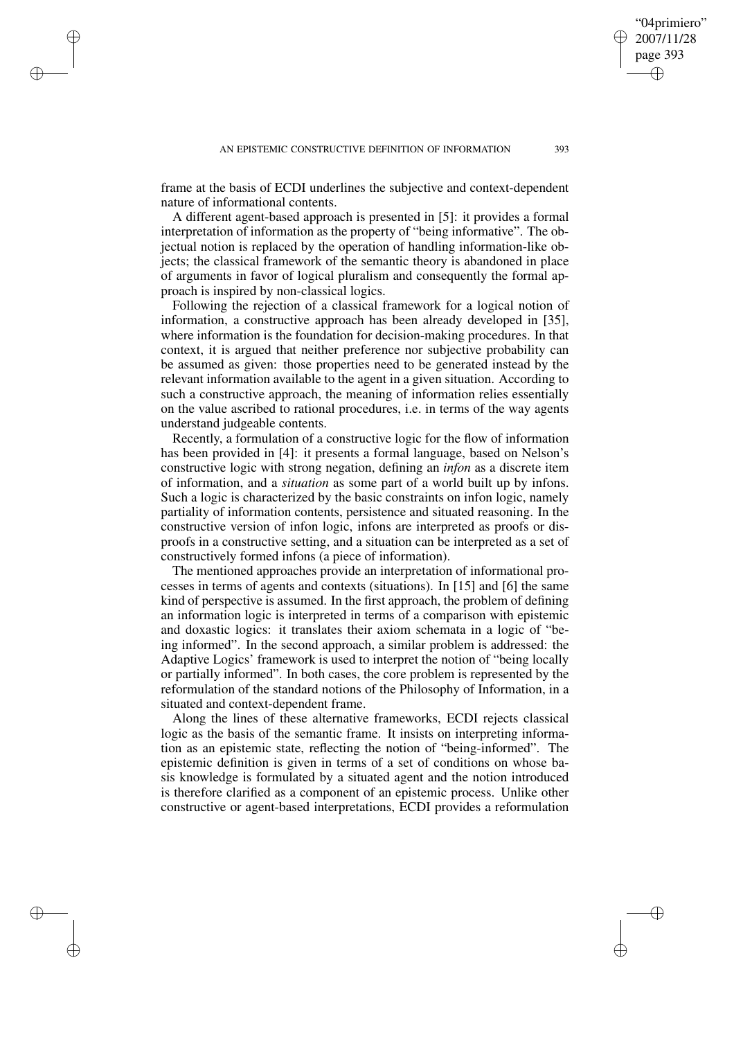frame at the basis of ECDI underlines the subjective and context-dependent nature of informational contents.

A different agent-based approach is presented in [5]: it provides a formal interpretation of information as the property of "being informative". The objectual notion is replaced by the operation of handling information-like objects; the classical framework of the semantic theory is abandoned in place of arguments in favor of logical pluralism and consequently the formal approach is inspired by non-classical logics.

Following the rejection of a classical framework for a logical notion of information, a constructive approach has been already developed in [35], where information is the foundation for decision-making procedures. In that context, it is argued that neither preference nor subjective probability can be assumed as given: those properties need to be generated instead by the relevant information available to the agent in a given situation. According to such a constructive approach, the meaning of information relies essentially on the value ascribed to rational procedures, i.e. in terms of the way agents understand judgeable contents.

Recently, a formulation of a constructive logic for the flow of information has been provided in [4]: it presents a formal language, based on Nelson's constructive logic with strong negation, defining an *infon* as a discrete item of information, and a *situation* as some part of a world built up by infons. Such a logic is characterized by the basic constraints on infon logic, namely partiality of information contents, persistence and situated reasoning. In the constructive version of infon logic, infons are interpreted as proofs or disproofs in a constructive setting, and a situation can be interpreted as a set of constructively formed infons (a piece of information).

The mentioned approaches provide an interpretation of informational processes in terms of agents and contexts (situations). In [15] and [6] the same kind of perspective is assumed. In the first approach, the problem of defining an information logic is interpreted in terms of a comparison with epistemic and doxastic logics: it translates their axiom schemata in a logic of "being informed". In the second approach, a similar problem is addressed: the Adaptive Logics' framework is used to interpret the notion of "being locally or partially informed". In both cases, the core problem is represented by the reformulation of the standard notions of the Philosophy of Information, in a situated and context-dependent frame.

Along the lines of these alternative frameworks, ECDI rejects classical logic as the basis of the semantic frame. It insists on interpreting information as an epistemic state, reflecting the notion of "being-informed". The epistemic definition is given in terms of a set of conditions on whose basis knowledge is formulated by a situated agent and the notion introduced is therefore clarified as a component of an epistemic process. Unlike other constructive or agent-based interpretations, ECDI provides a reformulation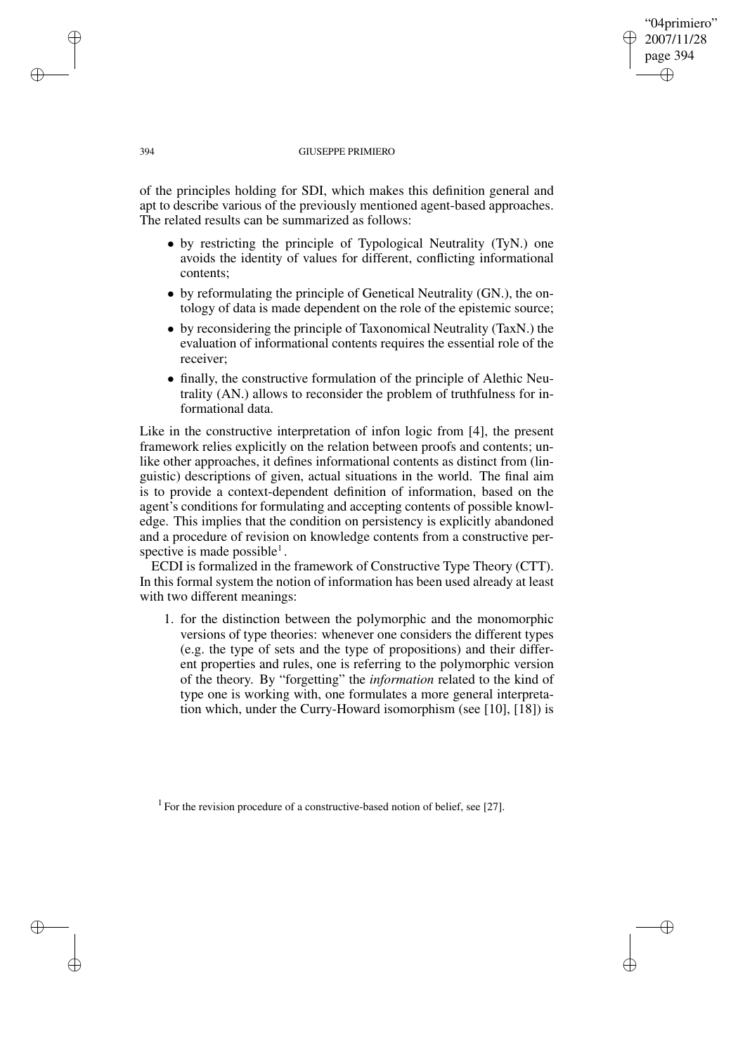of the principles holding for SDI, which makes this definition general and apt to describe various of the previously mentioned agent-based approaches. The related results can be summarized as follows:

- by restricting the principle of Typological Neutrality (TyN.) one avoids the identity of values for different, conflicting informational contents;
- by reformulating the principle of Genetical Neutrality (GN.), the ontology of data is made dependent on the role of the epistemic source;
- by reconsidering the principle of Taxonomical Neutrality (TaxN.) the evaluation of informational contents requires the essential role of the receiver;
- finally, the constructive formulation of the principle of Alethic Neutrality (AN.) allows to reconsider the problem of truthfulness for informational data.

Like in the constructive interpretation of infon logic from [4], the present framework relies explicitly on the relation between proofs and contents; unlike other approaches, it defines informational contents as distinct from (linguistic) descriptions of given, actual situations in the world. The final aim is to provide a context-dependent definition of information, based on the agent's conditions for formulating and accepting contents of possible knowledge. This implies that the condition on persistency is explicitly abandoned and a procedure of revision on knowledge contents from a constructive perspective is made possible[1].

ECDI is formalized in the framework of Constructive Type Theory (CTT). In this formal system the notion of information has been used already at least with two different meanings:

1. for the distinction between the polymorphic and the monomorphic versions of type theories: whenever one considers the different types (e.g. the type of sets and the type of propositions) and their different properties and rules, one is referring to the polymorphic version of the theory. By "forgetting" the *information* related to the kind of type one is working with, one formulates a more general interpretation which, under the Curry-Howard isomorphism (see [10], [18]) is

[1] For the revision procedure of a constructive-based notion of belief, see [27].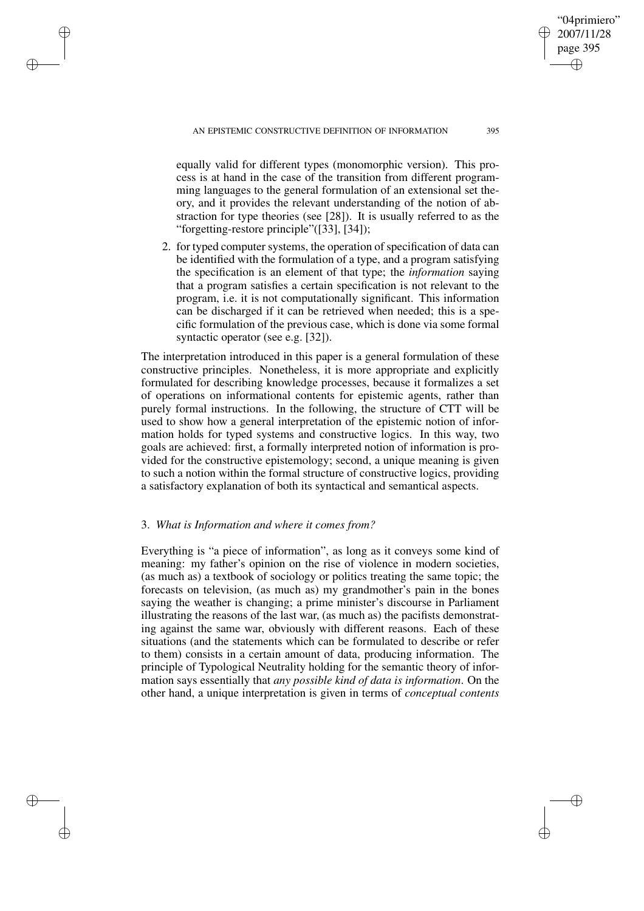equally valid for different types (monomorphic version). This process is at hand in the case of the transition from different programming languages to the general formulation of an extensional set theory, and it provides the relevant understanding of the notion of abstraction for type theories (see [28]). It is usually referred to as the "forgetting-restore principle"([33], [34]);

2. for typed computer systems, the operation of specification of data can be identified with the formulation of a type, and a program satisfying the specification is an element of that type; the *information* saying that a program satisfies a certain specification is not relevant to the program, i.e. it is not computationally significant. This information can be discharged if it can be retrieved when needed; this is a specific formulation of the previous case, which is done via some formal syntactic operator (see e.g. [32]).

The interpretation introduced in this paper is a general formulation of these constructive principles. Nonetheless, it is more appropriate and explicitly formulated for describing knowledge processes, because it formalizes a set of operations on informational contents for epistemic agents, rather than purely formal instructions. In the following, the structure of CTT will be used to show how a general interpretation of the epistemic notion of information holds for typed systems and constructive logics. In this way, two goals are achieved: first, a formally interpreted notion of information is provided for the constructive epistemology; second, a unique meaning is given to such a notion within the formal structure of constructive logics, providing a satisfactory explanation of both its syntactical and semantical aspects.

## 3. *What is Information and where it comes from?*

Everything is "a piece of information", as long as it conveys some kind of meaning: my father's opinion on the rise of violence in modern societies, (as much as) a textbook of sociology or politics treating the same topic; the forecasts on television, (as much as) my grandmother's pain in the bones saying the weather is changing; a prime minister's discourse in Parliament illustrating the reasons of the last war, (as much as) the pacifists demonstrating against the same war, obviously with different reasons. Each of these situations (and the statements which can be formulated to describe or refer to them) consists in a certain amount of data, producing information. The principle of Typological Neutrality holding for the semantic theory of information says essentially that *any possible kind of data is information*. On the other hand, a unique interpretation is given in terms of *conceptual contents*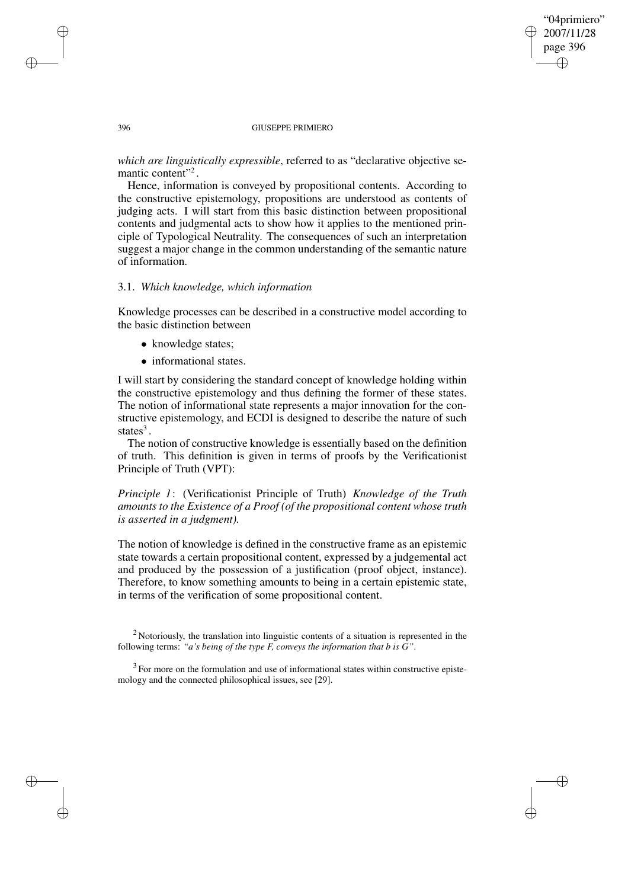*which are linguistically expressible*, referred to as "declarative objective semantic content"[2].

Hence, information is conveyed by propositional contents. According to the constructive epistemology, propositions are understood as contents of judging acts. I will start from this basic distinction between propositional contents and judgmental acts to show how it applies to the mentioned principle of Typological Neutrality. The consequences of such an interpretation suggest a major change in the common understanding of the semantic nature of information.

### 3.1. *Which knowledge, which information*

Knowledge processes can be described in a constructive model according to the basic distinction between

- knowledge states;
- informational states.

I will start by considering the standard concept of knowledge holding within the constructive epistemology and thus defining the former of these states. The notion of informational state represents a major innovation for the constructive epistemology, and ECDI is designed to describe the nature of such states[3].

The notion of constructive knowledge is essentially based on the definition of truth. This definition is given in terms of proofs by the Verificationist Principle of Truth (VPT):

*Principle 1*: (Verificationist Principle of Truth) *Knowledge of the Truth amounts to the Existence of a Proof (of the propositional content whose truth is asserted in a judgment).*

The notion of knowledge is defined in the constructive frame as an epistemic state towards a certain propositional content, expressed by a judgemental act and produced by the possession of a justification (proof object, instance). Therefore, to know something amounts to being in a certain epistemic state, in terms of the verification of some propositional content.

[2] Notoriously, the translation into linguistic contents of a situation is represented in the following terms: *"a's being of the type F, conveys the information that b is G"*.

[3] For more on the formulation and use of informational states within constructive epistemology and the connected philosophical issues, see [29].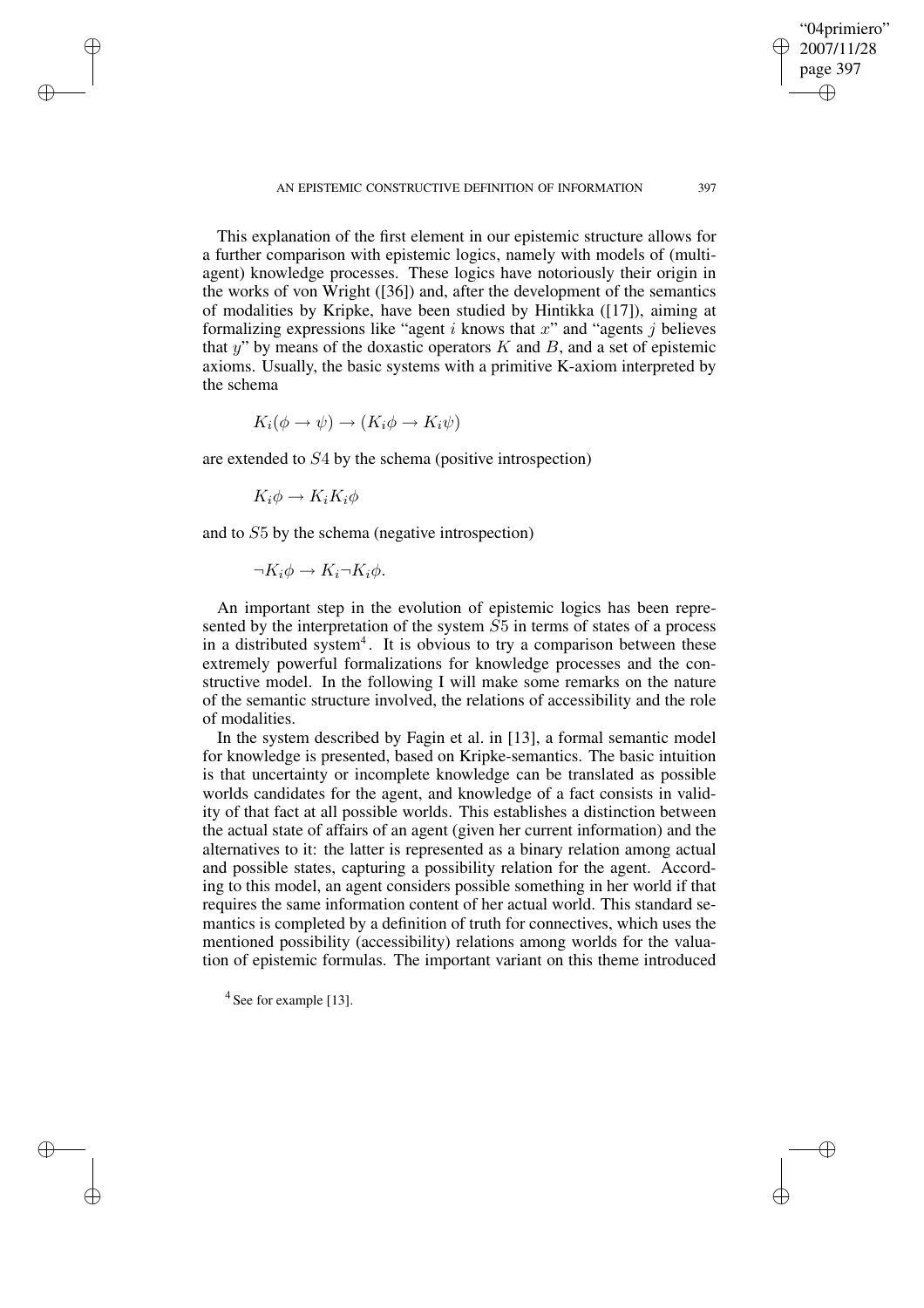This explanation of the first element in our epistemic structure allows for a further comparison with epistemic logics, namely with models of (multi-agent) knowledge processes. These logics have notoriously their origin in the works of von Wright ([36]) and, after the development of the semantics of modalities by Kripke, have been studied by Hintikka ([17]), aiming at formalizing expressions like "agent $i$ knows that $x$" and "agents $j$ believes that $y$" by means of the doxastic operators $K$ and $B$, and a set of epistemic axioms. Usually, the basic systems with a primitive K-axiom interpreted by the schema

$$K_i(\phi \rightarrow \psi) \rightarrow (K_i\phi \rightarrow K_i\psi)$$

are extended to $S4$ by the schema (positive introspection)

$$K_i\phi \rightarrow K_iK_i\phi$$

and to $S5$ by the schema (negative introspection)

$$\neg K_i\phi \rightarrow K_i\neg K_i\phi.$$

An important step in the evolution of epistemic logics has been represented by the interpretation of the system $S5$ in terms of states of a process in a distributed system[4]. It is obvious to try a comparison between these extremely powerful formalizations for knowledge processes and the constructive model. In the following I will make some remarks on the nature of the semantic structure involved, the relations of accessibility and the role of modalities.

In the system described by Fagin et al. in [13], a formal semantic model for knowledge is presented, based on Kripke-semantics. The basic intuition is that uncertainty or incomplete knowledge can be translated as possible worlds candidates for the agent, and knowledge of a fact consists in validity of that fact at all possible worlds. This establishes a distinction between the actual state of affairs of an agent (given her current information) and the alternatives to it: the latter is represented as a binary relation among actual and possible states, capturing a possibility relation for the agent. According to this model, an agent considers possible something in her world if that requires the same information content of her actual world. This standard semantics is completed by a definition of truth for connectives, which uses the mentioned possibility (accessibility) relations among worlds for the valuation of epistemic formulas. The important variant on this theme introduced

[4] See for example [13].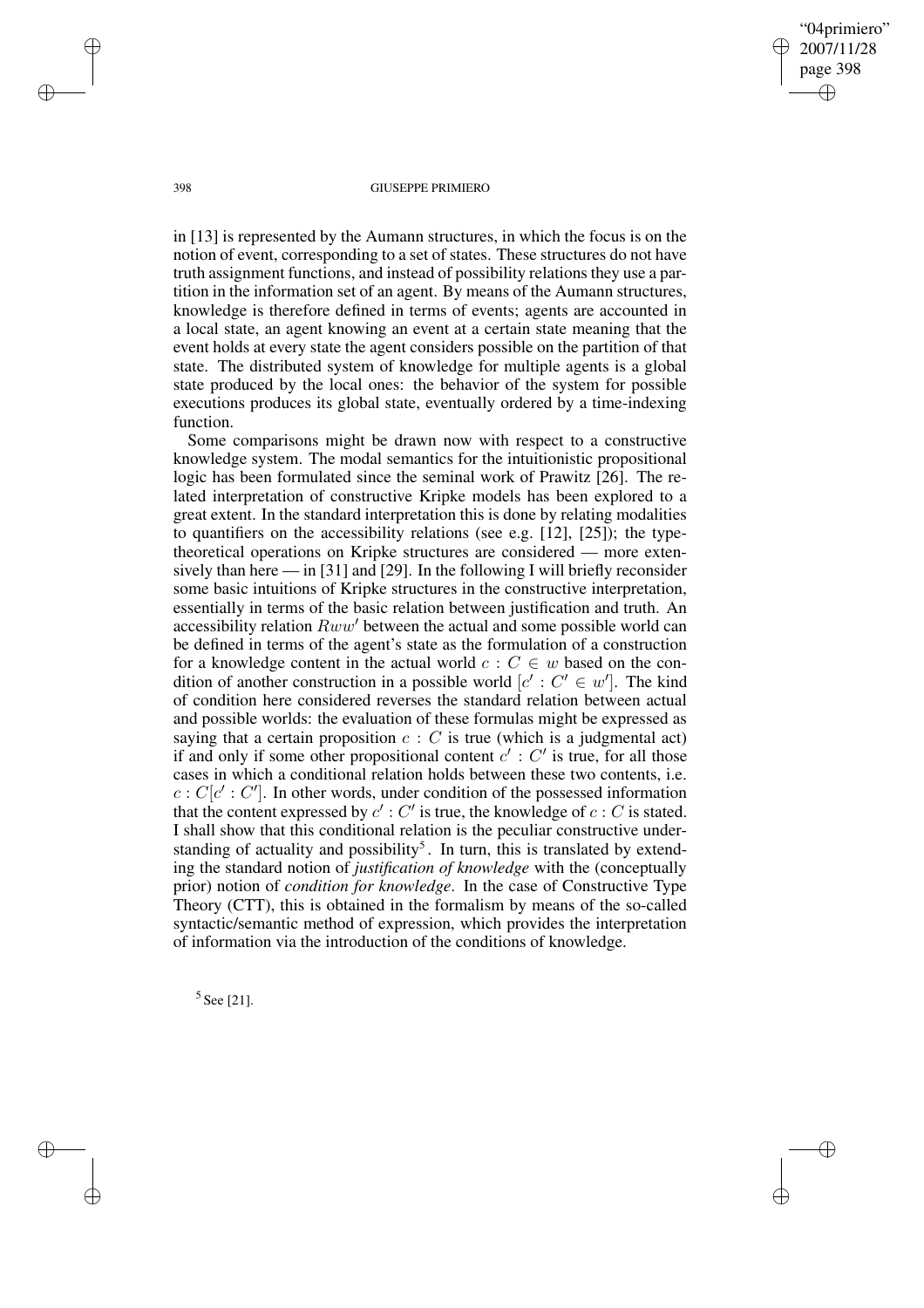in [13] is represented by the Aumann structures, in which the focus is on the notion of event, corresponding to a set of states. These structures do not have truth assignment functions, and instead of possibility relations they use a partition in the information set of an agent. By means of the Aumann structures, knowledge is therefore defined in terms of events; agents are accounted in a local state, an agent knowing an event at a certain state meaning that the event holds at every state the agent considers possible on the partition of that state. The distributed system of knowledge for multiple agents is a global state produced by the local ones: the behavior of the system for possible executions produces its global state, eventually ordered by a time-indexing function.

Some comparisons might be drawn now with respect to a constructive knowledge system. The modal semantics for the intuitionistic propositional logic has been formulated since the seminal work of Prawitz [26]. The related interpretation of constructive Kripke models has been explored to a great extent. In the standard interpretation this is done by relating modalities to quantifiers on the accessibility relations (see e.g. [12], [25]); the type-theoretical operations on Kripke structures are considered — more extensively than here — in [31] and [29]. In the following I will briefly reconsider some basic intuitions of Kripke structures in the constructive interpretation, essentially in terms of the basic relation between justification and truth. An accessibility relation $Rww'$ between the actual and some possible world can be defined in terms of the agent's state as the formulation of a construction for a knowledge content in the actual world $c : C \in w$ based on the condition of another construction in a possible world $[c' : C' \in w']$. The kind of condition here considered reverses the standard relation between actual and possible worlds: the evaluation of these formulas might be expressed as saying that a certain proposition $c : C$ is true (which is a judgmental act) if and only if some other propositional content $c' : C'$ is true, for all those cases in which a conditional relation holds between these two contents, i.e. $c : C[c' : C']$. In other words, under condition of the possessed information that the content expressed by $c' : C'$ is true, the knowledge of $c : C$ is stated. I shall show that this conditional relation is the peculiar constructive understanding of actuality and possibility[5]. In turn, this is translated by extending the standard notion of *justification of knowledge* with the (conceptually prior) notion of *condition for knowledge*. In the case of Constructive Type Theory (CTT), this is obtained in the formalism by means of the so-called syntactic/semantic method of expression, which provides the interpretation of information via the introduction of the conditions of knowledge.

[5] See [21].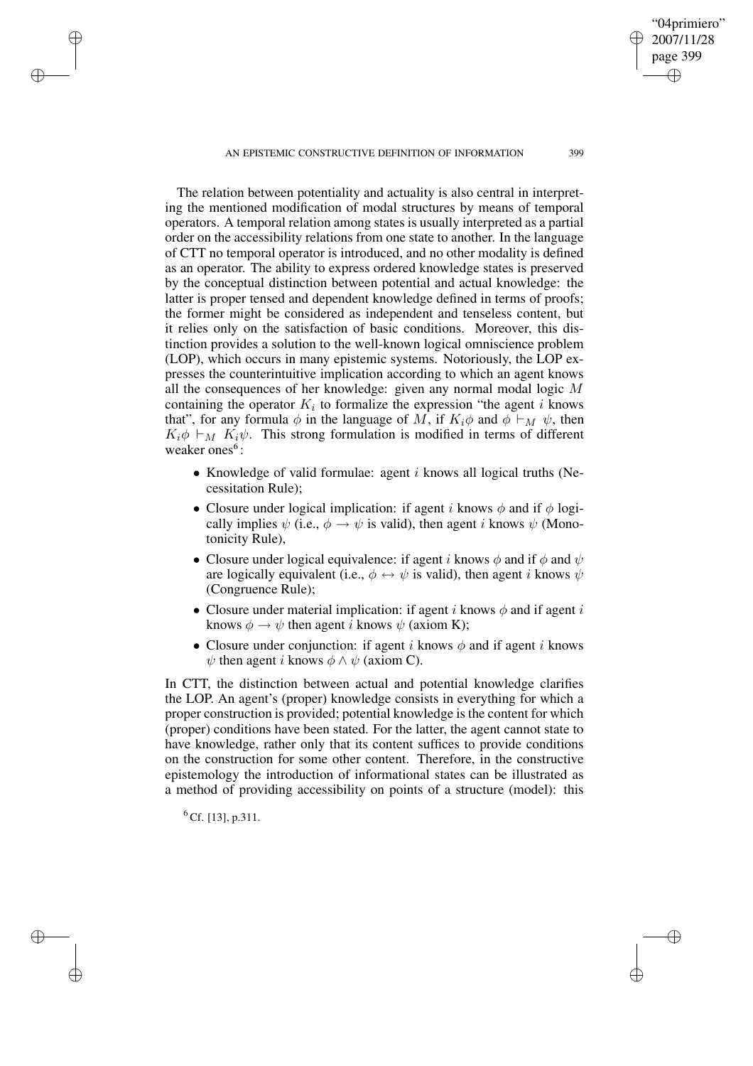The relation between potentiality and actuality is also central in interpreting the mentioned modification of modal structures by means of temporal operators. A temporal relation among states is usually interpreted as a partial order on the accessibility relations from one state to another. In the language of CTT no temporal operator is introduced, and no other modality is defined as an operator. The ability to express ordered knowledge states is preserved by the conceptual distinction between potential and actual knowledge: the latter is proper tensed and dependent knowledge defined in terms of proofs; the former might be considered as independent and tenseless content, but it relies only on the satisfaction of basic conditions. Moreover, this distinction provides a solution to the well-known logical omniscience problem (LOP), which occurs in many epistemic systems. Notoriously, the LOP expresses the counterintuitive implication according to which an agent knows all the consequences of her knowledge: given any normal modal logic $M$ containing the operator $K_i$ to formalize the expression "the agent $i$ knows that", for any formula $\phi$ in the language of $M$, if $K_i\phi$ and $\phi \vdash_M \psi$, then $K_i\phi \vdash_M K_i\psi$. This strong formulation is modified in terms of different weaker ones[6]:

- Knowledge of valid formulae: agent $i$ knows all logical truths (Necessitation Rule);
- Closure under logical implication: if agent $i$ knows $\phi$ and if $\phi$ logically implies $\psi$ (i.e., $\phi \rightarrow \psi$ is valid), then agent $i$ knows $\psi$ (Monotonicity Rule),
- Closure under logical equivalence: if agent $i$ knows $\phi$ and if $\phi$ and $\psi$ are logically equivalent (i.e., $\phi \leftrightarrow \psi$ is valid), then agent $i$ knows $\psi$ (Congruence Rule);
- Closure under material implication: if agent $i$ knows $\phi$ and if agent $i$ knows $\phi \rightarrow \psi$ then agent $i$ knows $\psi$ (axiom K);
- Closure under conjunction: if agent $i$ knows $\phi$ and if agent $i$ knows $\psi$ then agent $i$ knows $\phi \wedge \psi$ (axiom C).

In CTT, the distinction between actual and potential knowledge clarifies the LOP. An agent's (proper) knowledge consists in everything for which a proper construction is provided; potential knowledge is the content for which (proper) conditions have been stated. For the latter, the agent cannot state to have knowledge, rather only that its content suffices to provide conditions on the construction for some other content. Therefore, in the constructive epistemology the introduction of informational states can be illustrated as a method of providing accessibility on points of a structure (model): this

[6] Cf. [13], p.311.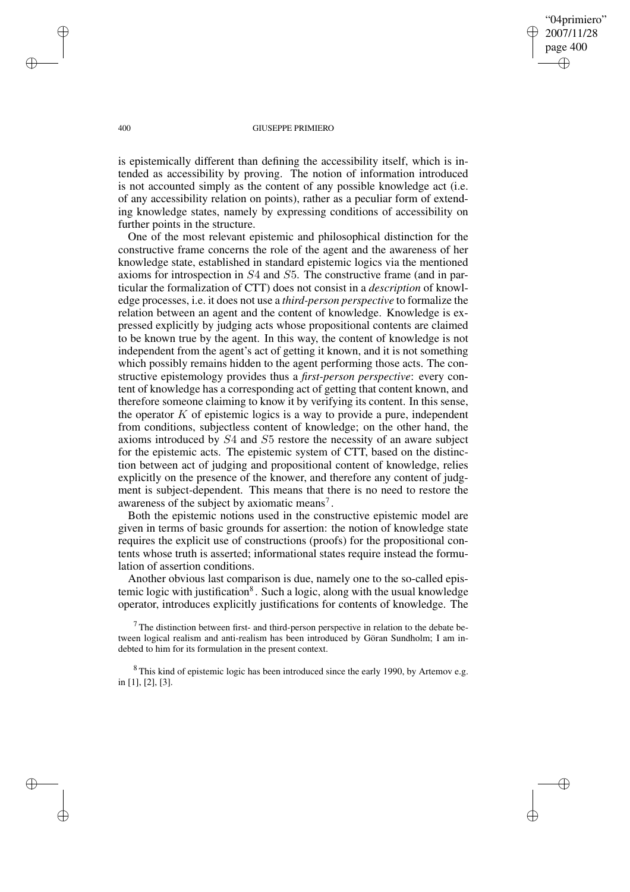is epistemically different than defining the accessibility itself, which is intended as accessibility by proving. The notion of information introduced is not accounted simply as the content of any possible knowledge act (i.e. of any accessibility relation on points), rather as a peculiar form of extending knowledge states, namely by expressing conditions of accessibility on further points in the structure.

One of the most relevant epistemic and philosophical distinction for the constructive frame concerns the role of the agent and the awareness of her knowledge state, established in standard epistemic logics via the mentioned axioms for introspection in $S4$ and $S5$. The constructive frame (and in particular the formalization of CTT) does not consist in a *description* of knowledge processes, i.e. it does not use a *third-person perspective* to formalize the relation between an agent and the content of knowledge. Knowledge is expressed explicitly by judging acts whose propositional contents are claimed to be known true by the agent. In this way, the content of knowledge is not independent from the agent's act of getting it known, and it is not something which possibly remains hidden to the agent performing those acts. The constructive epistemology provides thus a *first-person perspective*: every content of knowledge has a corresponding act of getting that content known, and therefore someone claiming to know it by verifying its content. In this sense, the operator $K$ of epistemic logics is a way to provide a pure, independent from conditions, subjectless content of knowledge; on the other hand, the axioms introduced by $S4$ and $S5$ restore the necessity of an aware subject for the epistemic acts. The epistemic system of CTT, based on the distinction between act of judging and propositional content of knowledge, relies explicitly on the presence of the knower, and therefore any content of judgment is subject-dependent. This means that there is no need to restore the awareness of the subject by axiomatic means[7].

Both the epistemic notions used in the constructive epistemic model are given in terms of basic grounds for assertion: the notion of knowledge state requires the explicit use of constructions (proofs) for the propositional contents whose truth is asserted; informational states require instead the formulation of assertion conditions.

Another obvious last comparison is due, namely one to the so-called epistemic logic with justification[8]. Such a logic, along with the usual knowledge operator, introduces explicitly justifications for contents of knowledge. The

[7] The distinction between first- and third-person perspective in relation to the debate between logical realism and anti-realism has been introduced by Göran Sundholm; I am indebted to him for its formulation in the present context.

[8] This kind of epistemic logic has been introduced since the early 1990, by Artemov e.g. in [1], [2], [3].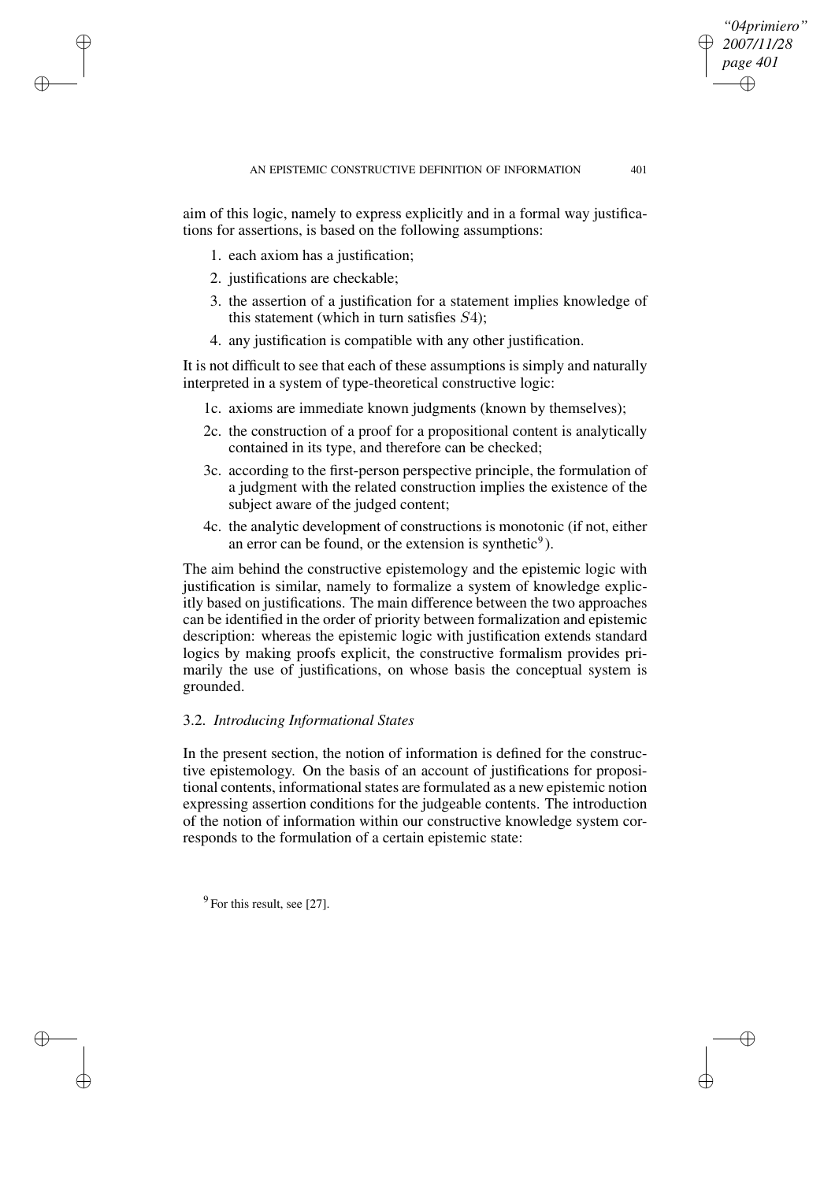aim of this logic, namely to express explicitly and in a formal way justifications for assertions, is based on the following assumptions:

1. each axiom has a justification;
2. justifications are checkable;
3. the assertion of a justification for a statement implies knowledge of this statement (which in turn satisfies $S4$);
4. any justification is compatible with any other justification.

It is not difficult to see that each of these assumptions is simply and naturally interpreted in a system of type-theoretical constructive logic:

1c. axioms are immediate known judgments (known by themselves);

2c. the construction of a proof for a propositional content is analytically contained in its type, and therefore can be checked;

3c. according to the first-person perspective principle, the formulation of a judgment with the related construction implies the existence of the subject aware of the judged content;

4c. the analytic development of constructions is monotonic (if not, either an error can be found, or the extension is synthetic[9]).

The aim behind the constructive epistemology and the epistemic logic with justification is similar, namely to formalize a system of knowledge explicitly based on justifications. The main difference between the two approaches can be identified in the order of priority between formalization and epistemic description: whereas the epistemic logic with justification extends standard logics by making proofs explicit, the constructive formalism provides primarily the use of justifications, on whose basis the conceptual system is grounded.

### 3.2. *Introducing Informational States*

In the present section, the notion of information is defined for the constructive epistemology. On the basis of an account of justifications for propositional contents, informational states are formulated as a new epistemic notion expressing assertion conditions for the judgeable contents. The introduction of the notion of information within our constructive knowledge system corresponds to the formulation of a certain epistemic state:

[9] For this result, see [27].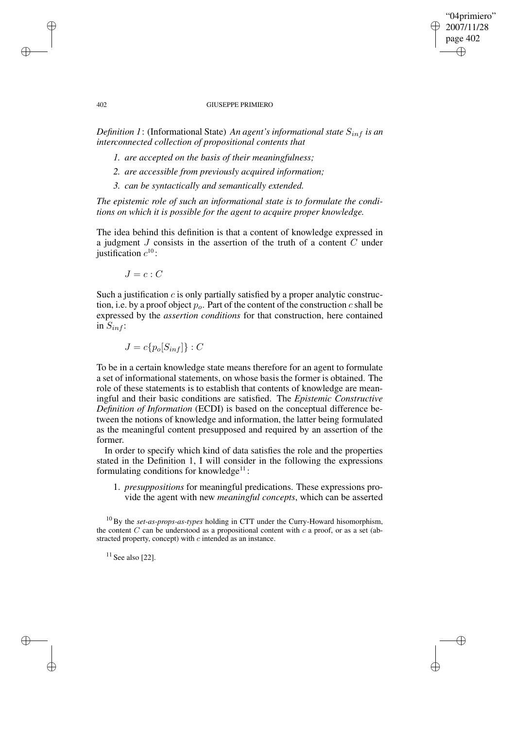*Definition 1*: (Informational State) *An agent's informational state $S_{inf}$ is an interconnected collection of propositional contents that*

1. *are accepted on the basis of their meaningfulness;*
2. *are accessible from previously acquired information;*
3. *can be syntactically and semantically extended.*

*The epistemic role of such an informational state is to formulate the conditions on which it is possible for the agent to acquire proper knowledge.*

The idea behind this definition is that a content of knowledge expressed in a judgment $J$ consists in the assertion of the truth of a content $C$ under justification $c$[10]:

$$J = c : C$$

Such a justification $c$ is only partially satisfied by a proper analytic construction, i.e. by a proof object $p_o$. Part of the content of the construction $c$ shall be expressed by the *assertion conditions* for that construction, here contained in $S_{inf}$:

$$J = c\{p_o[S_{inf}]\} : C$$

To be in a certain knowledge state means therefore for an agent to formulate a set of informational statements, on whose basis the former is obtained. The role of these statements is to establish that contents of knowledge are meaningful and their basic conditions are satisfied. The *Epistemic Constructive Definition of Information* (ECDI) is based on the conceptual difference between the notions of knowledge and information, the latter being formulated as the meaningful content presupposed and required by an assertion of the former.

In order to specify which kind of data satisfies the role and the properties stated in the Definition 1, I will consider in the following the expressions formulating conditions for knowledge[11]:

1. *presuppositions* for meaningful predications. These expressions provide the agent with new *meaningful concepts*, which can be asserted

[10] By the *set-as-props-as-types* holding in CTT under the Curry-Howard hisomorphism, the content $C$ can be understood as a propositional content with $c$ a proof, or as a set (abstracted property, concept) with $c$ intended as an instance.

[11] See also [22].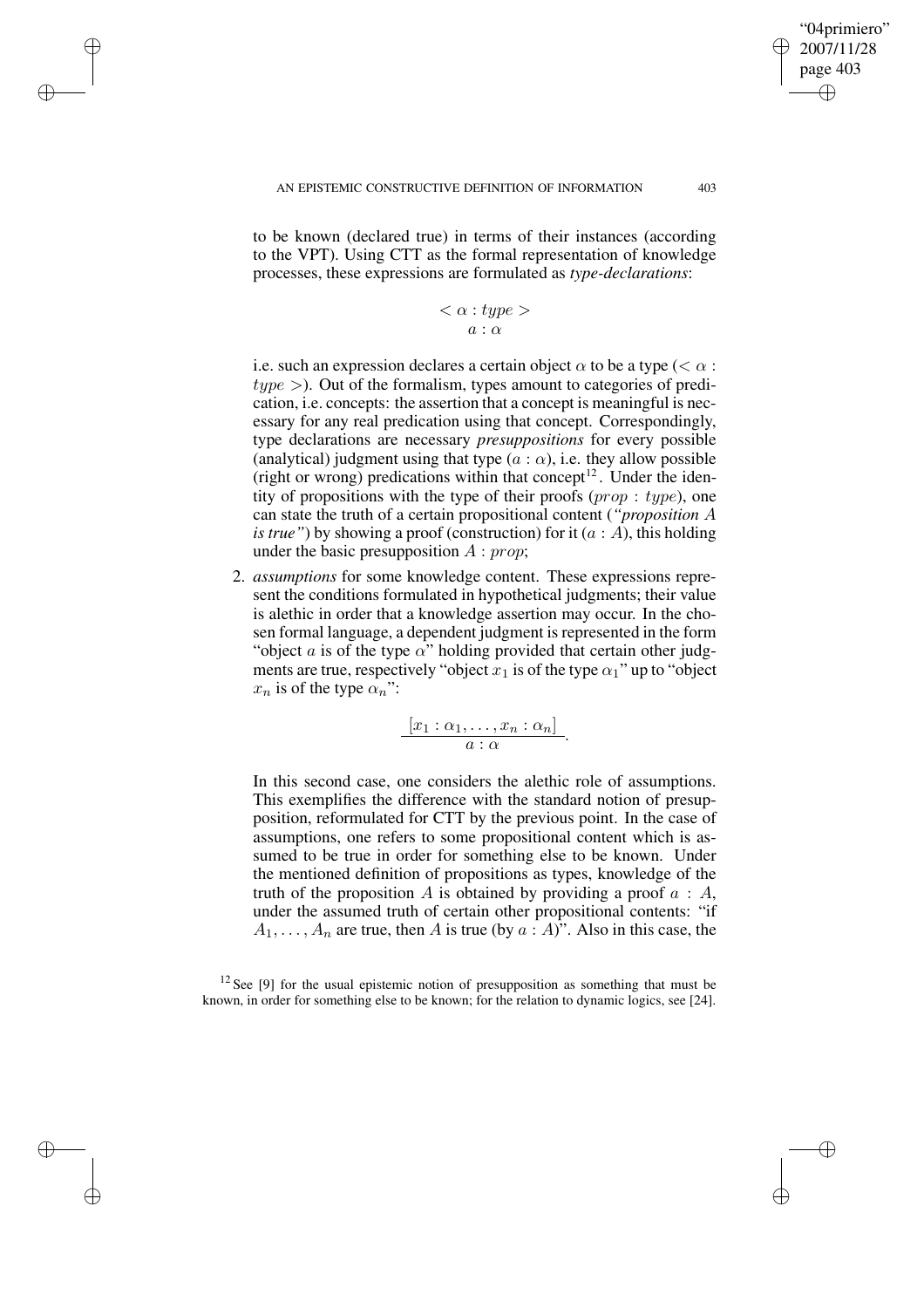to be known (declared true) in terms of their instances (according to the VPT). Using CTT as the formal representation of knowledge processes, these expressions are formulated as *type-declarations*:

$$< \alpha : type >$$
$$a : \alpha$$

i.e. such an expression declares a certain object $\alpha$ to be a type ($< \alpha : type >$). Out of the formalism, types amount to categories of predication, i.e. concepts: the assertion that a concept is meaningful is necessary for any real predication using that concept. Correspondingly, type declarations are necessary *presuppositions* for every possible (analytical) judgment using that type ($a : \alpha$), i.e. they allow possible (right or wrong) predications within that concept[12]. Under the identity of propositions with the type of their proofs ($prop : type$), one can state the truth of a certain propositional content (*"proposition $A$ is true"*) by showing a proof (construction) for it ($a : A$), this holding under the basic presupposition $A : prop$;

2. *assumptions* for some knowledge content. These expressions represent the conditions formulated in hypothetical judgments; their value is alethic in order that a knowledge assertion may occur. In the chosen formal language, a dependent judgment is represented in the form "object $a$ is of the type $\alpha$" holding provided that certain other judgments are true, respectively "object $x_1$ is of the type $\alpha_1$" up to "object $x_n$ is of the type $\alpha_n$":

$$\frac{[x_1 : \alpha_1, \ldots, x_n : \alpha_n]}{a : \alpha}.$$

In this second case, one considers the alethic role of assumptions. This exemplifies the difference with the standard notion of presupposition, reformulated for CTT by the previous point. In the case of assumptions, one refers to some propositional content which is assumed to be true in order for something else to be known. Under the mentioned definition of propositions as types, knowledge of the truth of the proposition $A$ is obtained by providing a proof $a : A$, under the assumed truth of certain other propositional contents: "if $A_1, \ldots, A_n$ are true, then $A$ is true (by $a : A$)". Also in this case, the

[12] See [9] for the usual epistemic notion of presupposition as something that must be known, in order for something else to be known; for the relation to dynamic logics, see [24].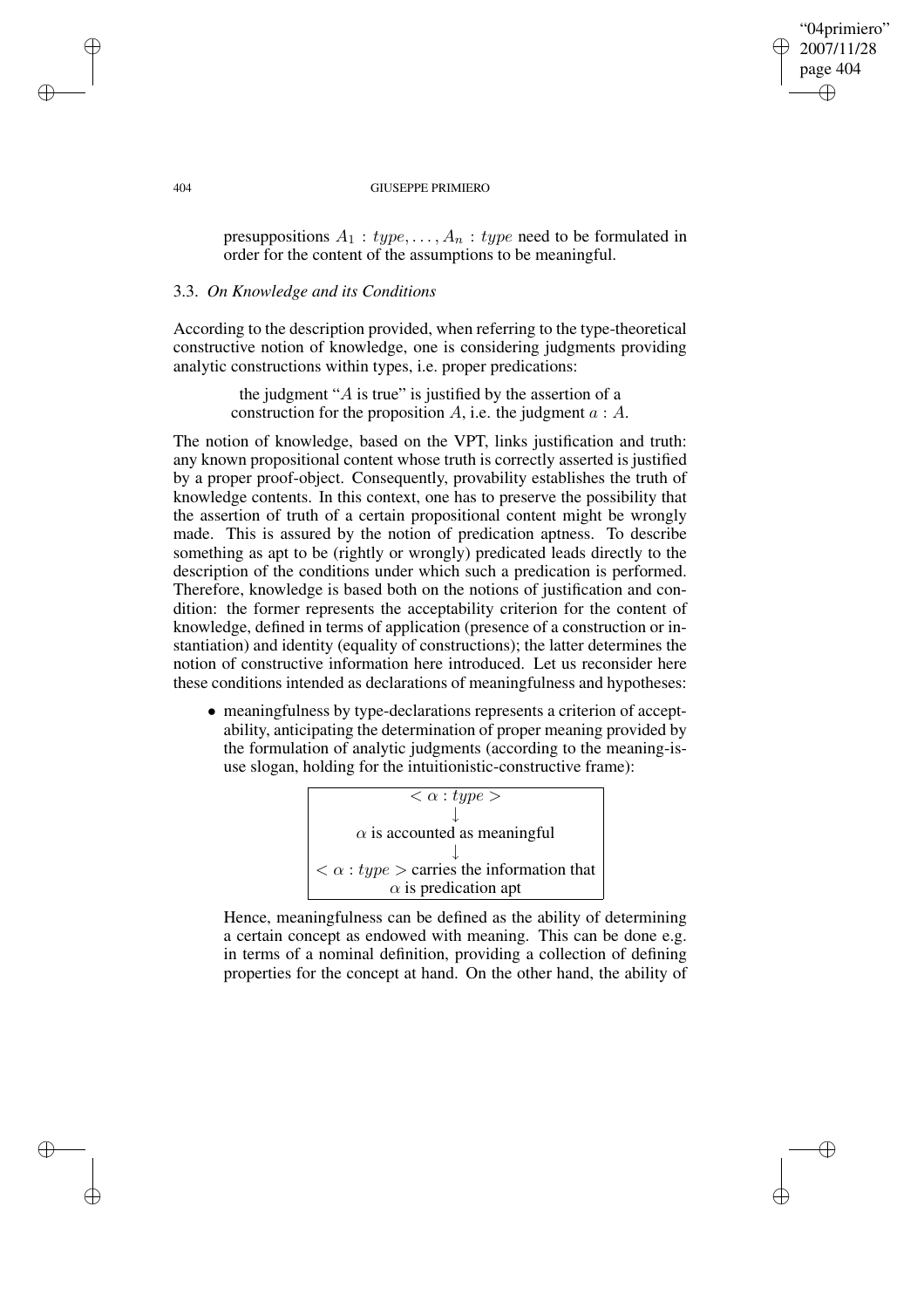presuppositions $A_1 : type, \ldots, A_n : type$ need to be formulated in order for the content of the assumptions to be meaningful.

### 3.3. *On Knowledge and its Conditions*

According to the description provided, when referring to the type-theoretical constructive notion of knowledge, one is considering judgments providing analytic constructions within types, i.e. proper predications:

> the judgment "$A$ is true" is justified by the assertion of a construction for the proposition $A$, i.e. the judgment $a : A$.

The notion of knowledge, based on the VPT, links justification and truth: any known propositional content whose truth is correctly asserted is justified by a proper proof-object. Consequently, provability establishes the truth of knowledge contents. In this context, one has to preserve the possibility that the assertion of truth of a certain propositional content might be wrongly made. This is assured by the notion of predication aptness. To describe something as apt to be (rightly or wrongly) predicated leads directly to the description of the conditions under which such a predication is performed. Therefore, knowledge is based both on the notions of justification and condition: the former represents the acceptability criterion for the content of knowledge, defined in terms of application (presence of a construction or instantiation) and identity (equality of constructions); the latter determines the notion of constructive information here introduced. Let us reconsider here these conditions intended as declarations of meaningfulness and hypotheses:

- meaningfulness by type-declarations represents a criterion of acceptability, anticipating the determination of proper meaning provided by the formulation of analytic judgments (according to the meaning-is-use slogan, holding for the intuitionistic-constructive frame):

  | $< \alpha : type >$ |
  | --- |
  | $\downarrow$ |
  | $\alpha$ is accounted as meaningful |
  | $\downarrow$ |
  | $< \alpha : type >$ carries the information that $\alpha$ is predication apt |

  Hence, meaningfulness can be defined as the ability of determining a certain concept as endowed with meaning. This can be done e.g. in terms of a nominal definition, providing a collection of defining properties for the concept at hand. On the other hand, the ability of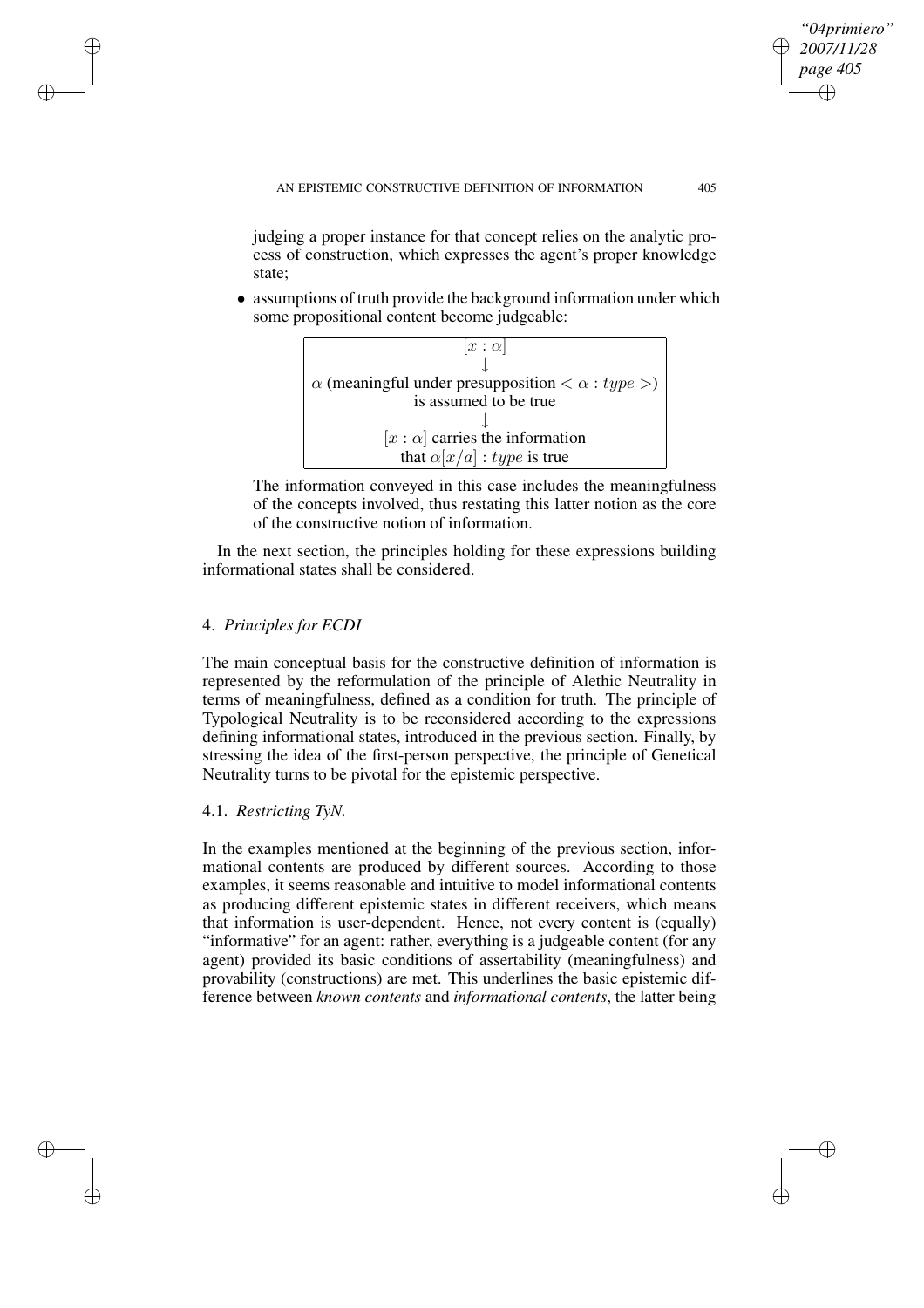judging a proper instance for that concept relies on the analytic process of construction, which expresses the agent's proper knowledge state;

- assumptions of truth provide the background information under which some propositional content become judgeable:

$$
\begin{array}{c}
[x : \alpha] \\
\downarrow \\
\alpha \text{ (meaningful under presupposition } < \alpha : type >) \\
\text{is assumed to be true} \\
\downarrow \\
[x : \alpha] \text{ carries the information} \\
\text{that } \alpha[x/a] : type \text{ is true}
\end{array}
$$

  The information conveyed in this case includes the meaningfulness of the concepts involved, thus restating this latter notion as the core of the constructive notion of information.

In the next section, the principles holding for these expressions building informational states shall be considered.

## 4. *Principles for ECDI*

The main conceptual basis for the constructive definition of information is represented by the reformulation of the principle of Alethic Neutrality in terms of meaningfulness, defined as a condition for truth. The principle of Typological Neutrality is to be reconsidered according to the expressions defining informational states, introduced in the previous section. Finally, by stressing the idea of the first-person perspective, the principle of Genetical Neutrality turns to be pivotal for the epistemic perspective.

### 4.1. *Restricting TyN.*

In the examples mentioned at the beginning of the previous section, informational contents are produced by different sources. According to those examples, it seems reasonable and intuitive to model informational contents as producing different epistemic states in different receivers, which means that information is user-dependent. Hence, not every content is (equally) "informative" for an agent: rather, everything is a judgeable content (for any agent) provided its basic conditions of assertability (meaningfulness) and provability (constructions) are met. This underlines the basic epistemic difference between *known contents* and *informational contents*, the latter being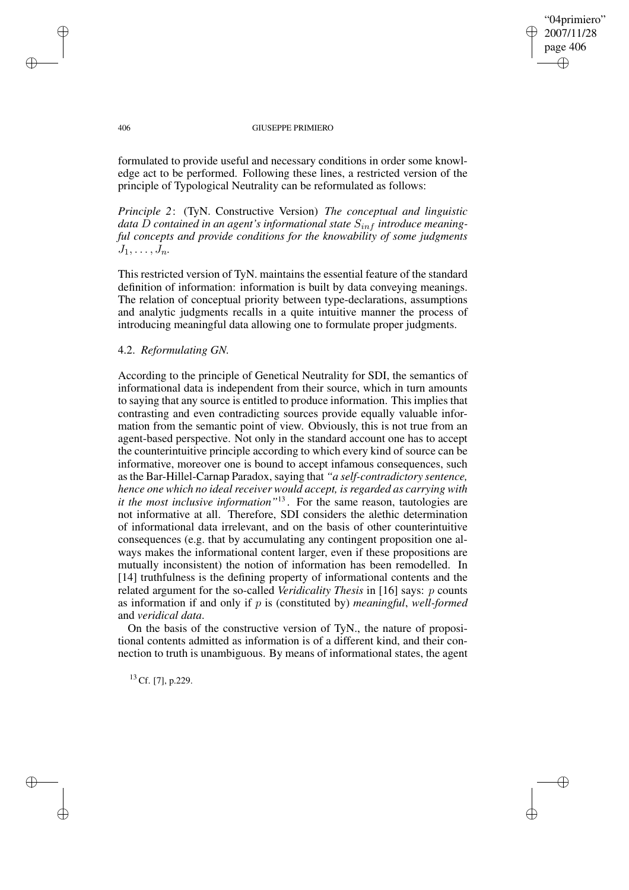formulated to provide useful and necessary conditions in order some knowledge act to be performed. Following these lines, a restricted version of the principle of Typological Neutrality can be reformulated as follows:

*Principle 2*: (TyN. Constructive Version) *The conceptual and linguistic data $D$ contained in an agent's informational state $S_{inf}$ introduce meaningful concepts and provide conditions for the knowability of some judgments $J_1, \ldots, J_n$.*

This restricted version of TyN. maintains the essential feature of the standard definition of information: information is built by data conveying meanings. The relation of conceptual priority between type-declarations, assumptions and analytic judgments recalls in a quite intuitive manner the process of introducing meaningful data allowing one to formulate proper judgments.

### 4.2. *Reformulating GN.*

According to the principle of Genetical Neutrality for SDI, the semantics of informational data is independent from their source, which in turn amounts to saying that any source is entitled to produce information. This implies that contrasting and even contradicting sources provide equally valuable information from the semantic point of view. Obviously, this is not true from an agent-based perspective. Not only in the standard account one has to accept the counterintuitive principle according to which every kind of source can be informative, moreover one is bound to accept infamous consequences, such as the Bar-Hillel-Carnap Paradox, saying that *"a self-contradictory sentence, hence one which no ideal receiver would accept, is regarded as carrying with it the most inclusive information"*[13]. For the same reason, tautologies are not informative at all. Therefore, SDI considers the alethic determination of informational data irrelevant, and on the basis of other counterintuitive consequences (e.g. that by accumulating any contingent proposition one always makes the informational content larger, even if these propositions are mutually inconsistent) the notion of information has been remodelled. In [14] truthfulness is the defining property of informational contents and the related argument for the so-called *Veridicality Thesis* in [16] says: $p$ counts as information if and only if $p$ is (constituted by) *meaningful*, *well-formed* and *veridical data*.

On the basis of the constructive version of TyN., the nature of propositional contents admitted as information is of a different kind, and their connection to truth is unambiguous. By means of informational states, the agent

[13] Cf. [7], p.229.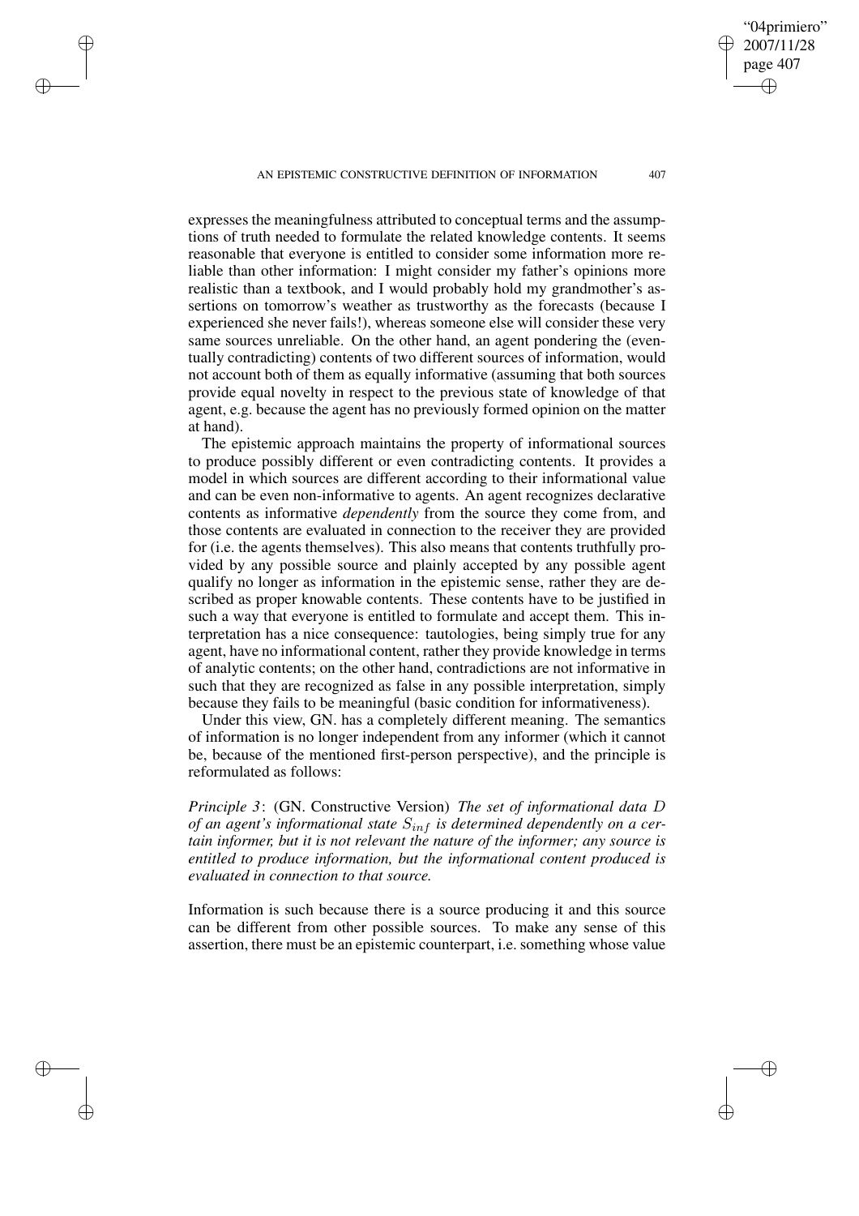expresses the meaningfulness attributed to conceptual terms and the assumptions of truth needed to formulate the related knowledge contents. It seems reasonable that everyone is entitled to consider some information more reliable than other information: I might consider my father's opinions more realistic than a textbook, and I would probably hold my grandmother's assertions on tomorrow's weather as trustworthy as the forecasts (because I experienced she never fails!), whereas someone else will consider these very same sources unreliable. On the other hand, an agent pondering the (eventually contradicting) contents of two different sources of information, would not account both of them as equally informative (assuming that both sources provide equal novelty in respect to the previous state of knowledge of that agent, e.g. because the agent has no previously formed opinion on the matter at hand).

The epistemic approach maintains the property of informational sources to produce possibly different or even contradicting contents. It provides a model in which sources are different according to their informational value and can be even non-informative to agents. An agent recognizes declarative contents as informative *dependently* from the source they come from, and those contents are evaluated in connection to the receiver they are provided for (i.e. the agents themselves). This also means that contents truthfully provided by any possible source and plainly accepted by any possible agent qualify no longer as information in the epistemic sense, rather they are described as proper knowable contents. These contents have to be justified in such a way that everyone is entitled to formulate and accept them. This interpretation has a nice consequence: tautologies, being simply true for any agent, have no informational content, rather they provide knowledge in terms of analytic contents; on the other hand, contradictions are not informative in such that they are recognized as false in any possible interpretation, simply because they fails to be meaningful (basic condition for informativeness).

Under this view, GN. has a completely different meaning. The semantics of information is no longer independent from any informer (which it cannot be, because of the mentioned first-person perspective), and the principle is reformulated as follows:

*Principle 3*: (GN. Constructive Version) *The set of informational data $D$ of an agent's informational state $S_{inf}$ is determined dependently on a certain informer, but it is not relevant the nature of the informer; any source is entitled to produce information, but the informational content produced is evaluated in connection to that source.*

Information is such because there is a source producing it and this source can be different from other possible sources. To make any sense of this assertion, there must be an epistemic counterpart, i.e. something whose value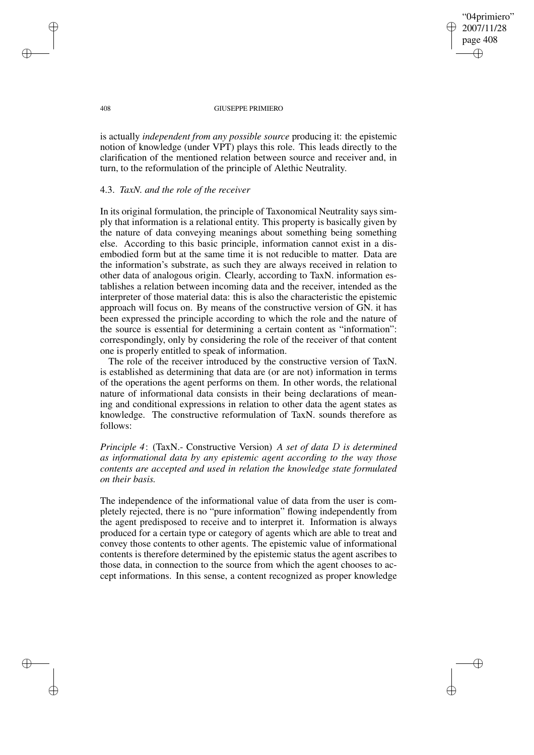is actually *independent from any possible source* producing it: the epistemic notion of knowledge (under VPT) plays this role. This leads directly to the clarification of the mentioned relation between source and receiver and, in turn, to the reformulation of the principle of Alethic Neutrality.

### 4.3. *TaxN. and the role of the receiver*

In its original formulation, the principle of Taxonomical Neutrality says simply that information is a relational entity. This property is basically given by the nature of data conveying meanings about something being something else. According to this basic principle, information cannot exist in a disembodied form but at the same time it is not reducible to matter. Data are the information's substrate, as such they are always received in relation to other data of analogous origin. Clearly, according to TaxN. information establishes a relation between incoming data and the receiver, intended as the interpreter of those material data: this is also the characteristic the epistemic approach will focus on. By means of the constructive version of GN. it has been expressed the principle according to which the role and the nature of the source is essential for determining a certain content as "information": correspondingly, only by considering the role of the receiver of that content one is properly entitled to speak of information.

The role of the receiver introduced by the constructive version of TaxN. is established as determining that data are (or are not) information in terms of the operations the agent performs on them. In other words, the relational nature of informational data consists in their being declarations of meaning and conditional expressions in relation to other data the agent states as knowledge. The constructive reformulation of TaxN. sounds therefore as follows:

*Principle 4*: (TaxN.- Constructive Version) *A set of data $D$ is determined as informational data by any epistemic agent according to the way those contents are accepted and used in relation the knowledge state formulated on their basis.*

The independence of the informational value of data from the user is completely rejected, there is no "pure information" flowing independently from the agent predisposed to receive and to interpret it. Information is always produced for a certain type or category of agents which are able to treat and convey those contents to other agents. The epistemic value of informational contents is therefore determined by the epistemic status the agent ascribes to those data, in connection to the source from which the agent chooses to accept informations. In this sense, a content recognized as proper knowledge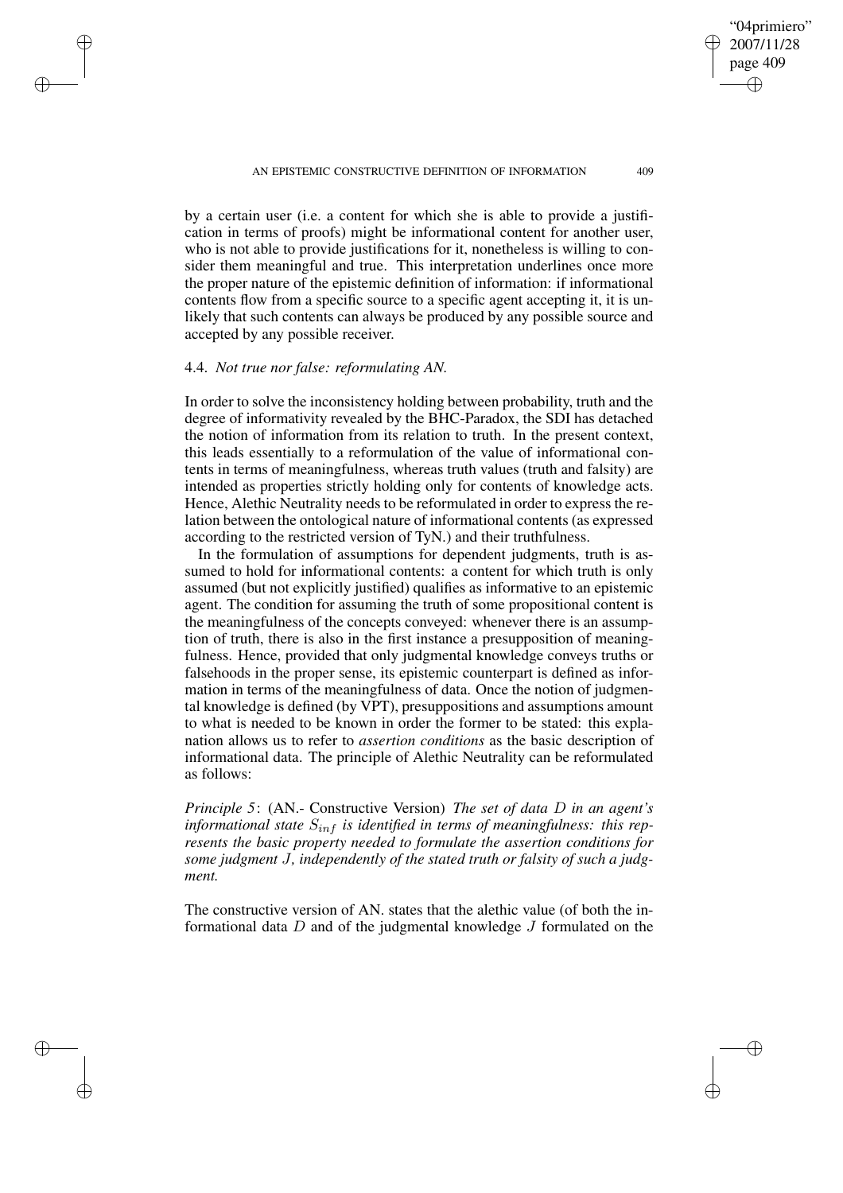by a certain user (i.e. a content for which she is able to provide a justification in terms of proofs) might be informational content for another user, who is not able to provide justifications for it, nonetheless is willing to consider them meaningful and true. This interpretation underlines once more the proper nature of the epistemic definition of information: if informational contents flow from a specific source to a specific agent accepting it, it is unlikely that such contents can always be produced by any possible source and accepted by any possible receiver.

### 4.4. *Not true nor false: reformulating AN.*

In order to solve the inconsistency holding between probability, truth and the degree of informativity revealed by the BHC-Paradox, the SDI has detached the notion of information from its relation to truth. In the present context, this leads essentially to a reformulation of the value of informational contents in terms of meaningfulness, whereas truth values (truth and falsity) are intended as properties strictly holding only for contents of knowledge acts. Hence, Alethic Neutrality needs to be reformulated in order to express the relation between the ontological nature of informational contents (as expressed according to the restricted version of TyN.) and their truthfulness.

In the formulation of assumptions for dependent judgments, truth is assumed to hold for informational contents: a content for which truth is only assumed (but not explicitly justified) qualifies as informative to an epistemic agent. The condition for assuming the truth of some propositional content is the meaningfulness of the concepts conveyed: whenever there is an assumption of truth, there is also in the first instance a presupposition of meaningfulness. Hence, provided that only judgmental knowledge conveys truths or falsehoods in the proper sense, its epistemic counterpart is defined as information in terms of the meaningfulness of data. Once the notion of judgmental knowledge is defined (by VPT), presuppositions and assumptions amount to what is needed to be known in order the former to be stated: this explanation allows us to refer to *assertion conditions* as the basic description of informational data. The principle of Alethic Neutrality can be reformulated as follows:

*Principle 5*: (AN.- Constructive Version) *The set of data $D$ in an agent's informational state $S_{inf}$ is identified in terms of meaningfulness: this represents the basic property needed to formulate the assertion conditions for some judgment $J$, independently of the stated truth or falsity of such a judgment.*

The constructive version of AN. states that the alethic value (of both the informational data $D$ and of the judgmental knowledge $J$ formulated on the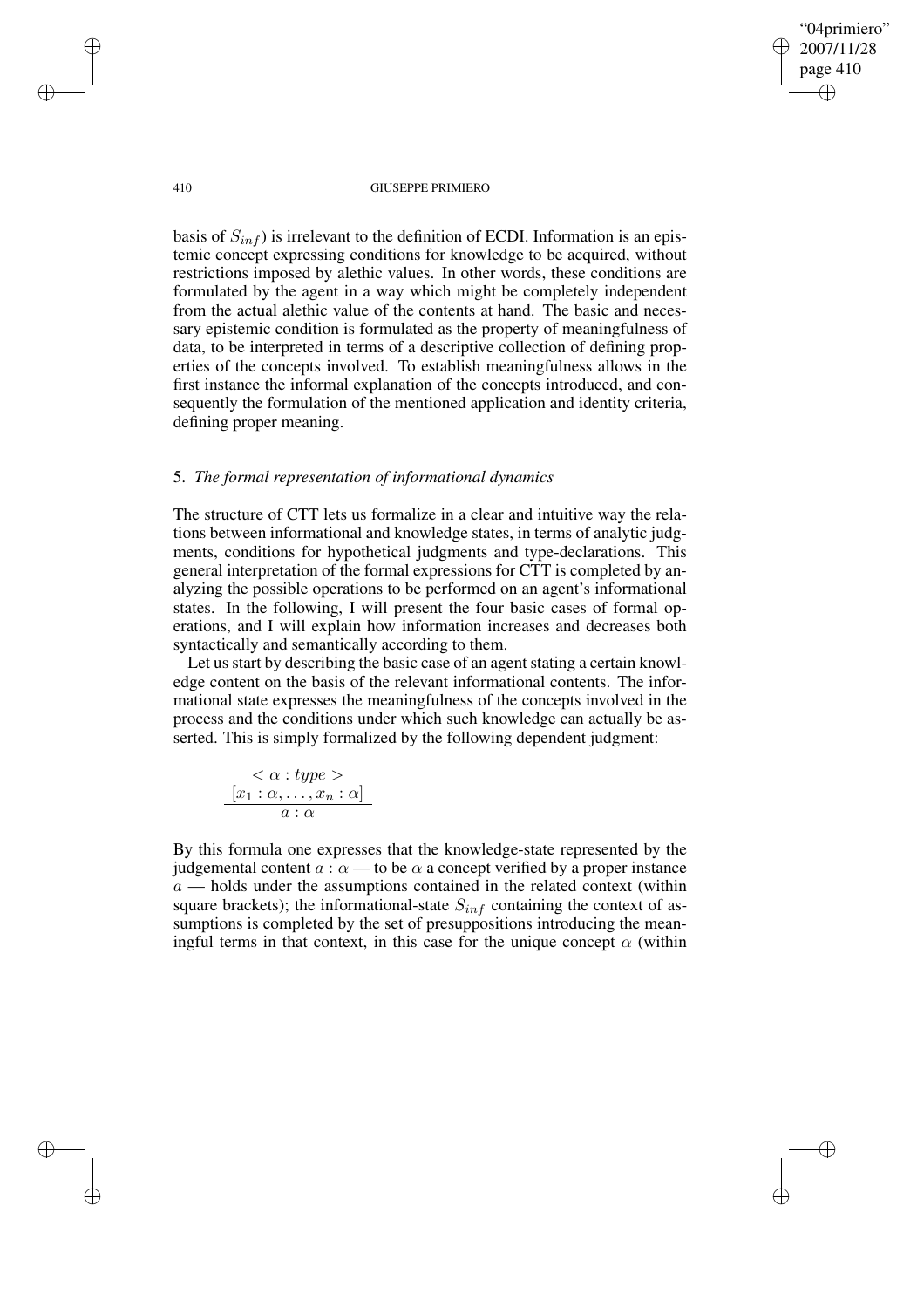basis of $S_{inf}$) is irrelevant to the definition of ECDI. Information is an epistemic concept expressing conditions for knowledge to be acquired, without restrictions imposed by alethic values. In other words, these conditions are formulated by the agent in a way which might be completely independent from the actual alethic value of the contents at hand. The basic and necessary epistemic condition is formulated as the property of meaningfulness of data, to be interpreted in terms of a descriptive collection of defining properties of the concepts involved. To establish meaningfulness allows in the first instance the informal explanation of the concepts introduced, and consequently the formulation of the mentioned application and identity criteria, defining proper meaning.

## 5. *The formal representation of informational dynamics*

The structure of CTT lets us formalize in a clear and intuitive way the relations between informational and knowledge states, in terms of analytic judgments, conditions for hypothetical judgments and type-declarations. This general interpretation of the formal expressions for CTT is completed by analyzing the possible operations to be performed on an agent's informational states. In the following, I will present the four basic cases of formal operations, and I will explain how information increases and decreases both syntactically and semantically according to them.

Let us start by describing the basic case of an agent stating a certain knowledge content on the basis of the relevant informational contents. The informational state expresses the meaningfulness of the concepts involved in the process and the conditions under which such knowledge can actually be asserted. This is simply formalized by the following dependent judgment:

$$\frac{\begin{array}{c} < \alpha : type > \\ [x_1 : \alpha, \ldots, x_n : \alpha] \end{array}}{a : \alpha}$$

By this formula one expresses that the knowledge-state represented by the judgemental content $a : \alpha$ — to be $\alpha$ a concept verified by a proper instance $a$ — holds under the assumptions contained in the related context (within square brackets); the informational-state $S_{inf}$ containing the context of assumptions is completed by the set of presuppositions introducing the meaningful terms in that context, in this case for the unique concept $\alpha$ (within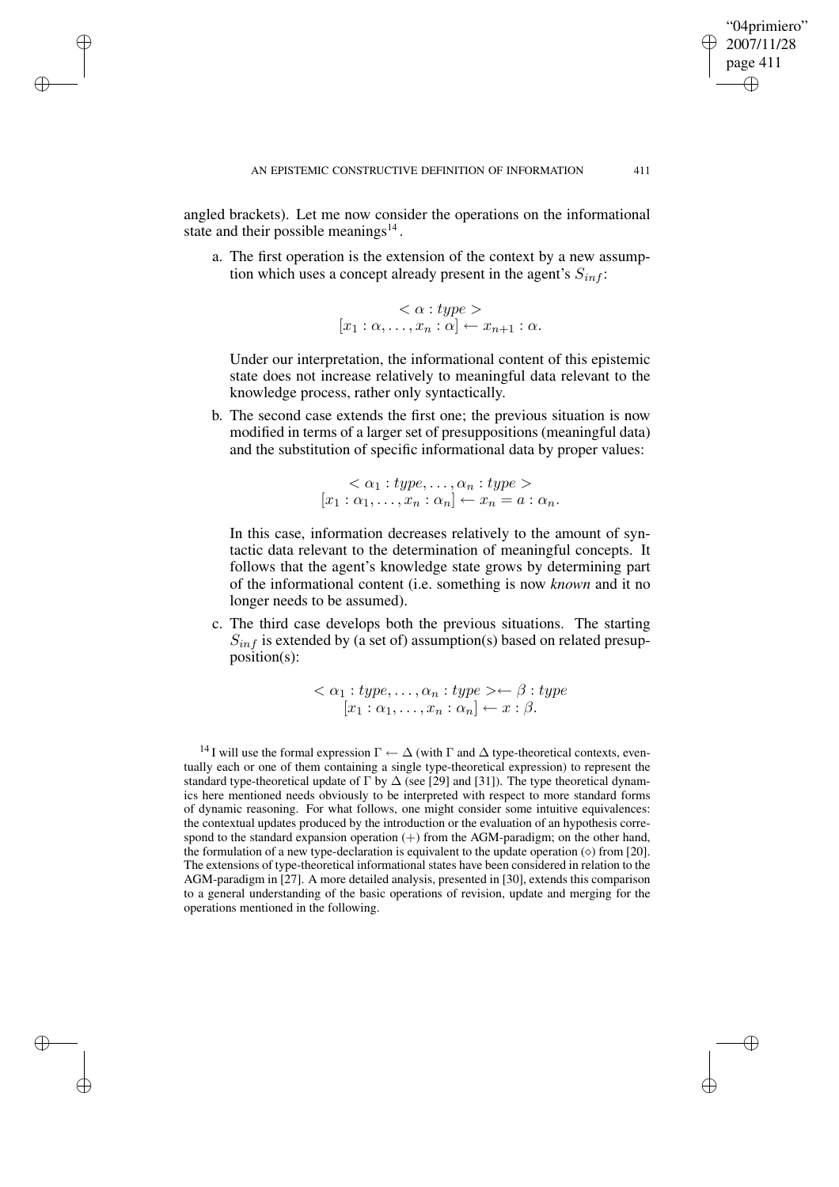angled brackets). Let me now consider the operations on the informational state and their possible meanings[14].

a. The first operation is the extension of the context by a new assumption which uses a concept already present in the agent's $S_{inf}$:

$$< \alpha : type >$$
$$[x_1 : \alpha, \ldots, x_n : \alpha] \leftarrow x_{n+1} : \alpha.$$

Under our interpretation, the informational content of this epistemic state does not increase relatively to meaningful data relevant to the knowledge process, rather only syntactically.

b. The second case extends the first one; the previous situation is now modified in terms of a larger set of presuppositions (meaningful data) and the substitution of specific informational data by proper values:

$$< \alpha_1 : type, \ldots, \alpha_n : type >$$
$$[x_1 : \alpha_1, \ldots, x_n : \alpha_n] \leftarrow x_n = a : \alpha_n.$$

In this case, information decreases relatively to the amount of syntactic data relevant to the determination of meaningful concepts. It follows that the agent's knowledge state grows by determining part of the informational content (i.e. something is now *known* and it no longer needs to be assumed).

c. The third case develops both the previous situations. The starting $S_{inf}$ is extended by (a set of) assumption(s) based on related presupposition(s):

$$< \alpha_1 : type, \ldots, \alpha_n : type > \leftarrow \beta : type$$
$$[x_1 : \alpha_1, \ldots, x_n : \alpha_n] \leftarrow x : \beta.$$

[14] I will use the formal expression $\Gamma \leftarrow \Delta$ (with $\Gamma$ and $\Delta$ type-theoretical contexts, eventually each or one of them containing a single type-theoretical expression) to represent the standard type-theoretical update of $\Gamma$ by $\Delta$ (see [29] and [31]). The type theoretical dynamics here mentioned needs obviously to be interpreted with respect to more standard forms of dynamic reasoning. For what follows, one might consider some intuitive equivalences: the contextual updates produced by the introduction or the evaluation of an hypothesis correspond to the standard expansion operation $(+)$ from the AGM-paradigm; on the other hand, the formulation of a new type-declaration is equivalent to the update operation $(\diamond)$ from [20]. The extensions of type-theoretical informational states have been considered in relation to the AGM-paradigm in [27]. A more detailed analysis, presented in [30], extends this comparison to a general understanding of the basic operations of revision, update and merging for the operations mentioned in the following.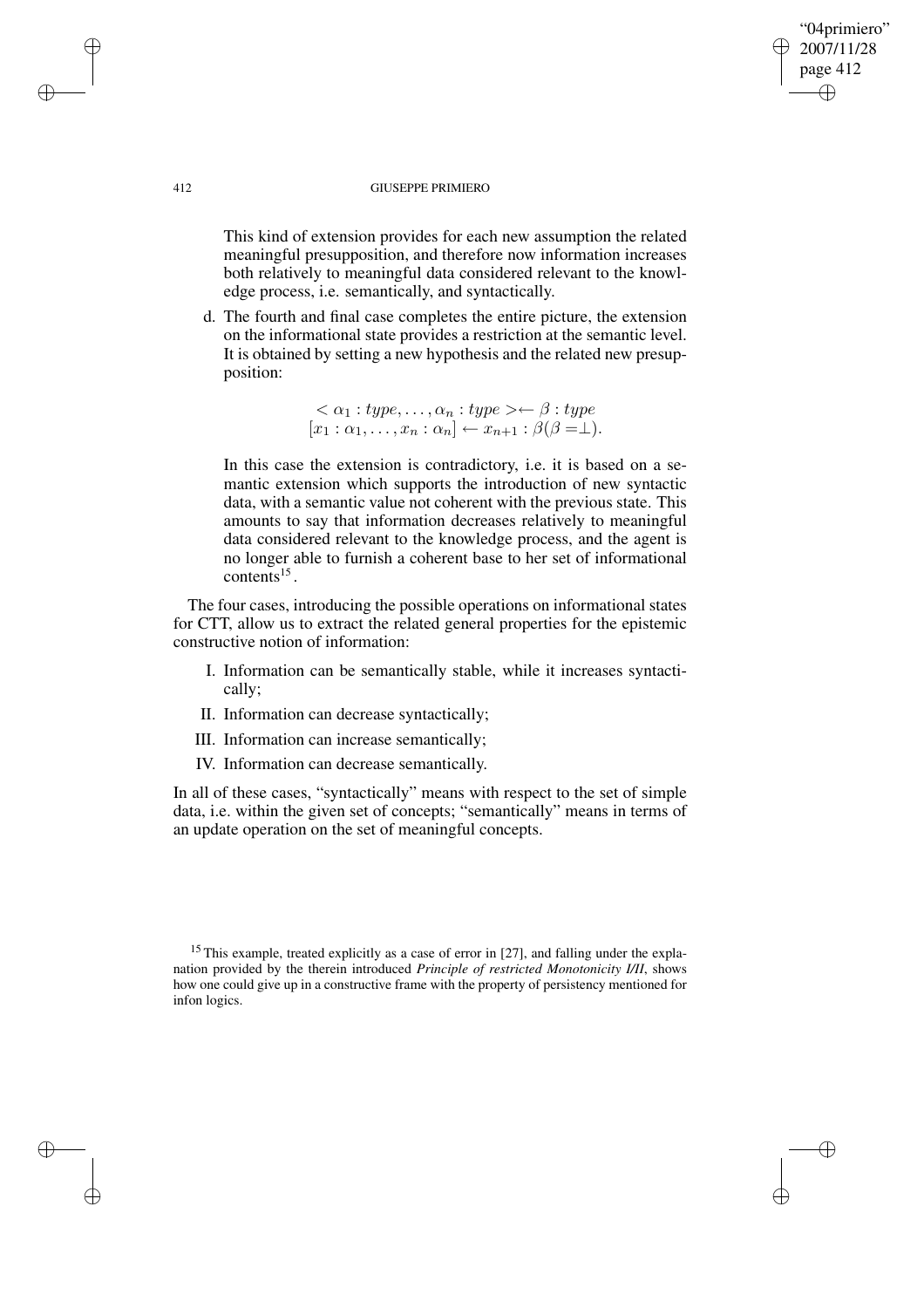This kind of extension provides for each new assumption the related meaningful presupposition, and therefore now information increases both relatively to meaningful data considered relevant to the knowledge process, i.e. semantically, and syntactically.

d. The fourth and final case completes the entire picture, the extension on the informational state provides a restriction at the semantic level. It is obtained by setting a new hypothesis and the related new presupposition:

$$< \alpha_1 : type, \ldots, \alpha_n : type > \leftarrow \beta : type$$
$$[x_1 : \alpha_1, \ldots, x_n : \alpha_n] \leftarrow x_{n+1} : \beta(\beta = \perp).$$

In this case the extension is contradictory, i.e. it is based on a semantic extension which supports the introduction of new syntactic data, with a semantic value not coherent with the previous state. This amounts to say that information decreases relatively to meaningful data considered relevant to the knowledge process, and the agent is no longer able to furnish a coherent base to her set of informational contents[15].

The four cases, introducing the possible operations on informational states for CTT, allow us to extract the related general properties for the epistemic constructive notion of information:

I. Information can be semantically stable, while it increases syntactically;

II. Information can decrease syntactically;

III. Information can increase semantically;

IV. Information can decrease semantically.

In all of these cases, "syntactically" means with respect to the set of simple data, i.e. within the given set of concepts; "semantically" means in terms of an update operation on the set of meaningful concepts.

[15] This example, treated explicitly as a case of error in [27], and falling under the explanation provided by the therein introduced *Principle of restricted Monotonicity I/II*, shows how one could give up in a constructive frame with the property of persistency mentioned for infon logics.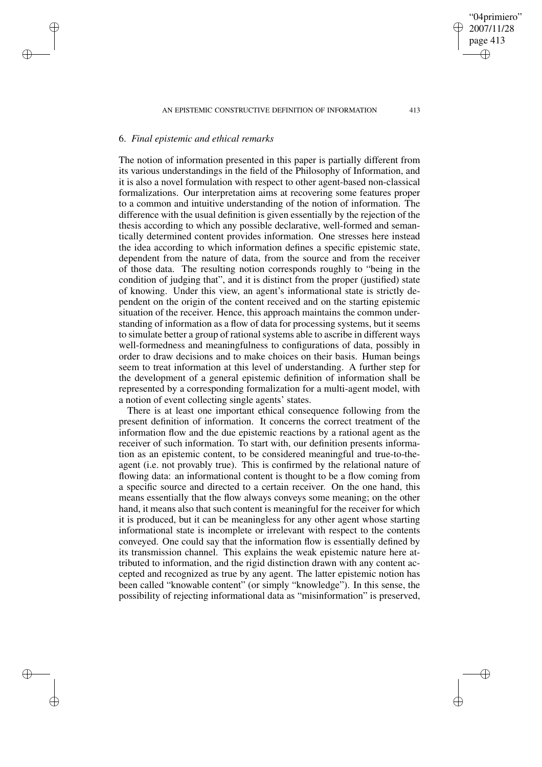## 6. *Final epistemic and ethical remarks*

The notion of information presented in this paper is partially different from its various understandings in the field of the Philosophy of Information, and it is also a novel formulation with respect to other agent-based non-classical formalizations. Our interpretation aims at recovering some features proper to a common and intuitive understanding of the notion of information. The difference with the usual definition is given essentially by the rejection of the thesis according to which any possible declarative, well-formed and semantically determined content provides information. One stresses here instead the idea according to which information defines a specific epistemic state, dependent from the nature of data, from the source and from the receiver of those data. The resulting notion corresponds roughly to "being in the condition of judging that", and it is distinct from the proper (justified) state of knowing. Under this view, an agent's informational state is strictly dependent on the origin of the content received and on the starting epistemic situation of the receiver. Hence, this approach maintains the common understanding of information as a flow of data for processing systems, but it seems to simulate better a group of rational systems able to ascribe in different ways well-formedness and meaningfulness to configurations of data, possibly in order to draw decisions and to make choices on their basis. Human beings seem to treat information at this level of understanding. A further step for the development of a general epistemic definition of information shall be represented by a corresponding formalization for a multi-agent model, with a notion of event collecting single agents' states.

There is at least one important ethical consequence following from the present definition of information. It concerns the correct treatment of the information flow and the due epistemic reactions by a rational agent as the receiver of such information. To start with, our definition presents information as an epistemic content, to be considered meaningful and true-to-the-agent (i.e. not provably true). This is confirmed by the relational nature of flowing data: an informational content is thought to be a flow coming from a specific source and directed to a certain receiver. On the one hand, this means essentially that the flow always conveys some meaning; on the other hand, it means also that such content is meaningful for the receiver for which it is produced, but it can be meaningless for any other agent whose starting informational state is incomplete or irrelevant with respect to the contents conveyed. One could say that the information flow is essentially defined by its transmission channel. This explains the weak epistemic nature here attributed to information, and the rigid distinction drawn with any content accepted and recognized as true by any agent. The latter epistemic notion has been called "knowable content" (or simply "knowledge"). In this sense, the possibility of rejecting informational data as "misinformation" is preserved,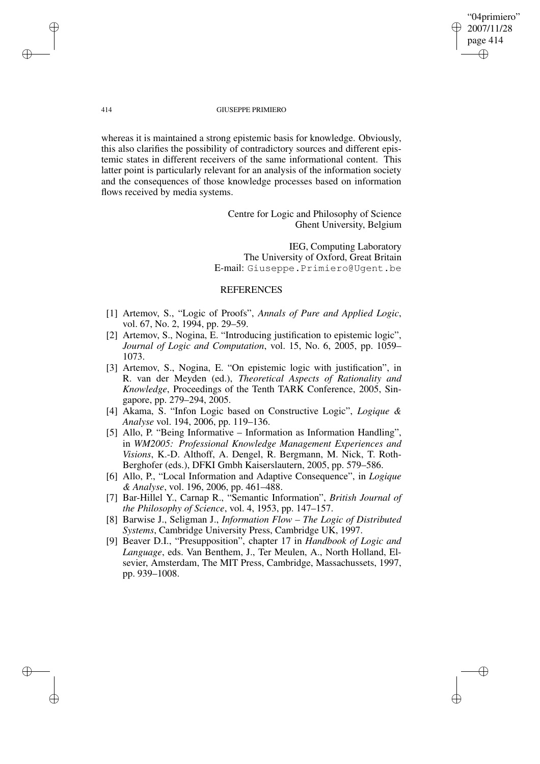whereas it is maintained a strong epistemic basis for knowledge. Obviously, this also clarifies the possibility of contradictory sources and different epistemic states in different receivers of the same informational content. This latter point is particularly relevant for an analysis of the information society and the consequences of those knowledge processes based on information flows received by media systems.

Centre for Logic and Philosophy of Science
Ghent University, Belgium

IEG, Computing Laboratory
The University of Oxford, Great Britain
E-mail: Giuseppe.Primiero@Ugent.be

## REFERENCES

[1] Artemov, S., "Logic of Proofs", *Annals of Pure and Applied Logic*, vol. 67, No. 2, 1994, pp. 29–59.

[2] Artemov, S., Nogina, E. "Introducing justification to epistemic logic", *Journal of Logic and Computation*, vol. 15, No. 6, 2005, pp. 1059–1073.

[3] Artemov, S., Nogina, E. "On epistemic logic with justification", in R. van der Meyden (ed.), *Theoretical Aspects of Rationality and Knowledge*, Proceedings of the Tenth TARK Conference, 2005, Singapore, pp. 279–294, 2005.

[4] Akama, S. "Infon Logic based on Constructive Logic", *Logique & Analyse* vol. 194, 2006, pp. 119–136.

[5] Allo, P. "Being Informative – Information as Information Handling", in *WM2005: Professional Knowledge Management Experiences and Visions*, K.-D. Althoff, A. Dengel, R. Bergmann, M. Nick, T. Roth-Berghofer (eds.), DFKI Gmbh Kaiserslautern, 2005, pp. 579–586.

[6] Allo, P., "Local Information and Adaptive Consequence", in *Logique & Analyse*, vol. 196, 2006, pp. 461–488.

[7] Bar-Hillel Y., Carnap R., "Semantic Information", *British Journal of the Philosophy of Science*, vol. 4, 1953, pp. 147–157.

[8] Barwise J., Seligman J., *Information Flow – The Logic of Distributed Systems*, Cambridge University Press, Cambridge UK, 1997.

[9] Beaver D.I., "Presupposition", chapter 17 in *Handbook of Logic and Language*, eds. Van Benthem, J., Ter Meulen, A., North Holland, Elsevier, Amsterdam, The MIT Press, Cambridge, Massachussets, 1997, pp. 939–1008.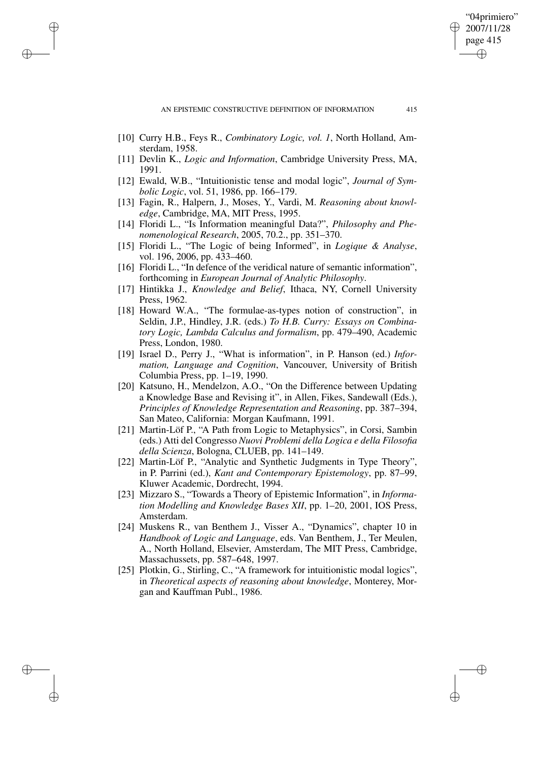[10] Curry H.B., Feys R., *Combinatory Logic, vol. 1*, North Holland, Amsterdam, 1958.

[11] Devlin K., *Logic and Information*, Cambridge University Press, MA, 1991.

[12] Ewald, W.B., "Intuitionistic tense and modal logic", *Journal of Symbolic Logic*, vol. 51, 1986, pp. 166–179.

[13] Fagin, R., Halpern, J., Moses, Y., Vardi, M. *Reasoning about knowledge*, Cambridge, MA, MIT Press, 1995.

[14] Floridi L., "Is Information meaningful Data?", *Philosophy and Phenomenological Research*, 2005, 70.2., pp. 351–370.

[15] Floridi L., "The Logic of being Informed", in *Logique & Analyse*, vol. 196, 2006, pp. 433–460.

[16] Floridi L., "In defence of the veridical nature of semantic information", forthcoming in *European Journal of Analytic Philosophy*.

[17] Hintikka J., *Knowledge and Belief*, Ithaca, NY, Cornell University Press, 1962.

[18] Howard W.A., "The formulae-as-types notion of construction", in Seldin, J.P., Hindley, J.R. (eds.) *To H.B. Curry: Essays on Combinatory Logic, Lambda Calculus and formalism*, pp. 479–490, Academic Press, London, 1980.

[19] Israel D., Perry J., "What is information", in P. Hanson (ed.) *Information, Language and Cognition*, Vancouver, University of British Columbia Press, pp. 1–19, 1990.

[20] Katsuno, H., Mendelzon, A.O., "On the Difference between Updating a Knowledge Base and Revising it", in Allen, Fikes, Sandewall (Eds.), *Principles of Knowledge Representation and Reasoning*, pp. 387–394, San Mateo, California: Morgan Kaufmann, 1991.

[21] Martin-Löf P., "A Path from Logic to Metaphysics", in Corsi, Sambin (eds.) Atti del Congresso *Nuovi Problemi della Logica e della Filosofia della Scienza*, Bologna, CLUEB, pp. 141–149.

[22] Martin-Löf P., "Analytic and Synthetic Judgments in Type Theory", in P. Parrini (ed.), *Kant and Contemporary Epistemology*, pp. 87–99, Kluwer Academic, Dordrecht, 1994.

[23] Mizzaro S., "Towards a Theory of Epistemic Information", in *Information Modelling and Knowledge Bases XII*, pp. 1–20, 2001, IOS Press, Amsterdam.

[24] Muskens R., van Benthem J., Visser A., "Dynamics", chapter 10 in *Handbook of Logic and Language*, eds. Van Benthem, J., Ter Meulen, A., North Holland, Elsevier, Amsterdam, The MIT Press, Cambridge, Massachussets, pp. 587–648, 1997.

[25] Plotkin, G., Stirling, C., "A framework for intuitionistic modal logics", in *Theoretical aspects of reasoning about knowledge*, Monterey, Morgan and Kauffman Publ., 1986.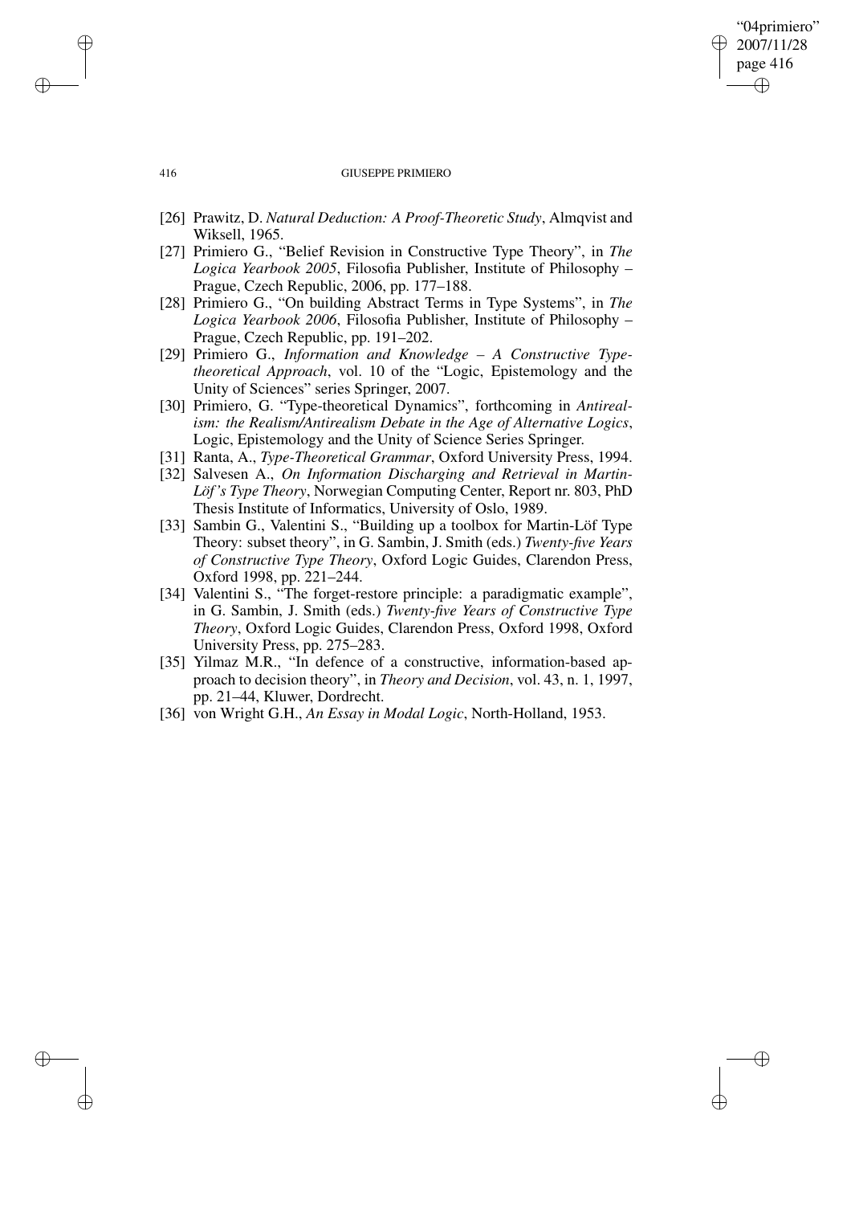[26] Prawitz, D. *Natural Deduction: A Proof-Theoretic Study*, Almqvist and Wiksell, 1965.

[27] Primiero G., "Belief Revision in Constructive Type Theory", in *The Logica Yearbook 2005*, Filosofia Publisher, Institute of Philosophy – Prague, Czech Republic, 2006, pp. 177–188.

[28] Primiero G., "On building Abstract Terms in Type Systems", in *The Logica Yearbook 2006*, Filosofia Publisher, Institute of Philosophy – Prague, Czech Republic, pp. 191–202.

[29] Primiero G., *Information and Knowledge – A Constructive Type-theoretical Approach*, vol. 10 of the "Logic, Epistemology and the Unity of Sciences" series Springer, 2007.

[30] Primiero, G. "Type-theoretical Dynamics", forthcoming in *Antirealism: the Realism/Antirealism Debate in the Age of Alternative Logics*, Logic, Epistemology and the Unity of Science Series Springer.

[31] Ranta, A., *Type-Theoretical Grammar*, Oxford University Press, 1994.

[32] Salvesen A., *On Information Discharging and Retrieval in Martin-Löf's Type Theory*, Norwegian Computing Center, Report nr. 803, PhD Thesis Institute of Informatics, University of Oslo, 1989.

[33] Sambin G., Valentini S., "Building up a toolbox for Martin-Löf Type Theory: subset theory", in G. Sambin, J. Smith (eds.) *Twenty-five Years of Constructive Type Theory*, Oxford Logic Guides, Clarendon Press, Oxford 1998, pp. 221–244.

[34] Valentini S., "The forget-restore principle: a paradigmatic example", in G. Sambin, J. Smith (eds.) *Twenty-five Years of Constructive Type Theory*, Oxford Logic Guides, Clarendon Press, Oxford 1998, Oxford University Press, pp. 275–283.

[35] Yilmaz M.R., "In defence of a constructive, information-based approach to decision theory", in *Theory and Decision*, vol. 43, n. 1, 1997, pp. 21–44, Kluwer, Dordrecht.

[36] von Wright G.H., *An Essay in Modal Logic*, North-Holland, 1953.